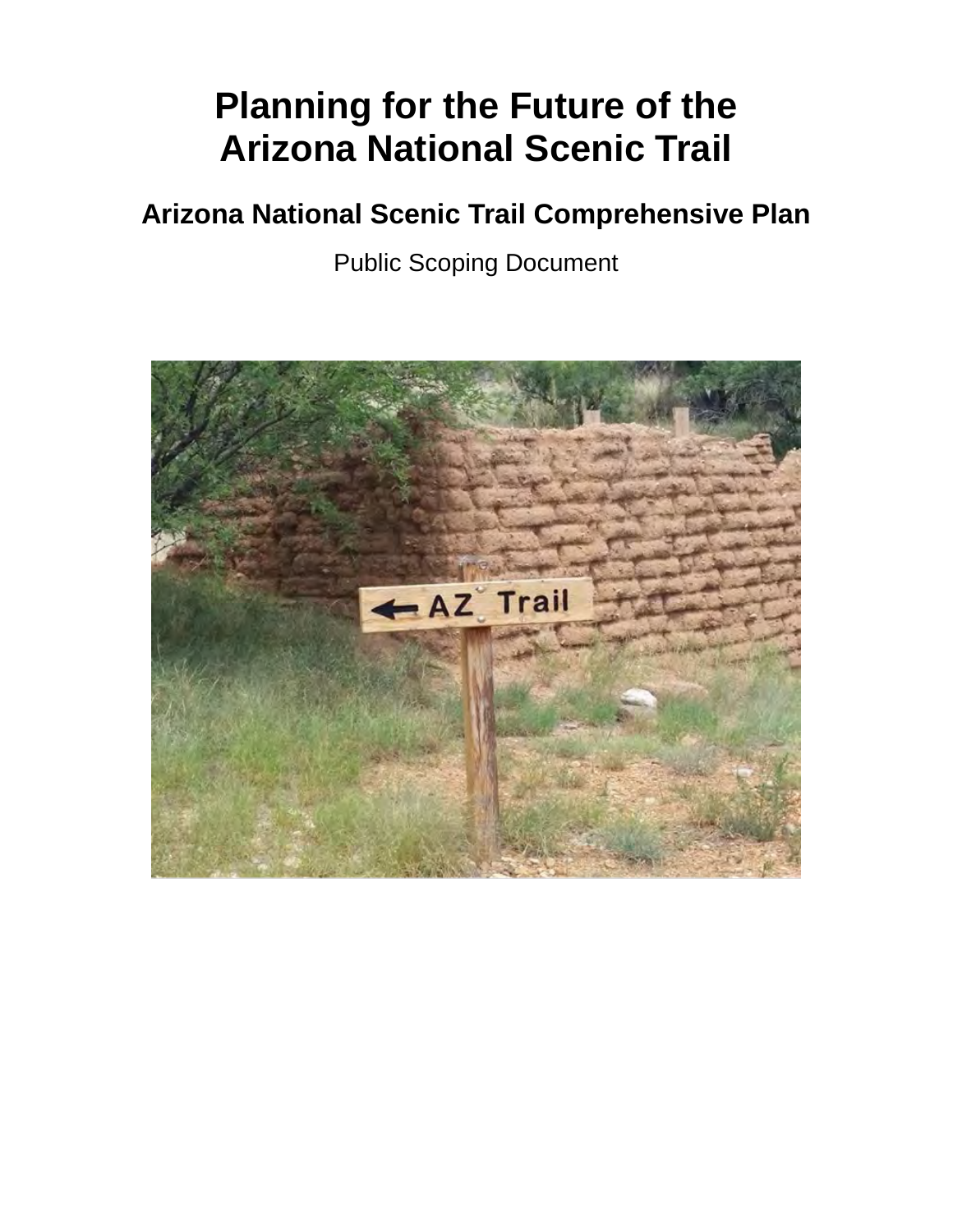# Planning for the Future of the Arizona National Scenic Trail

## Arizona National Scenic Trail Comprehensive Plan

Public Scoping Document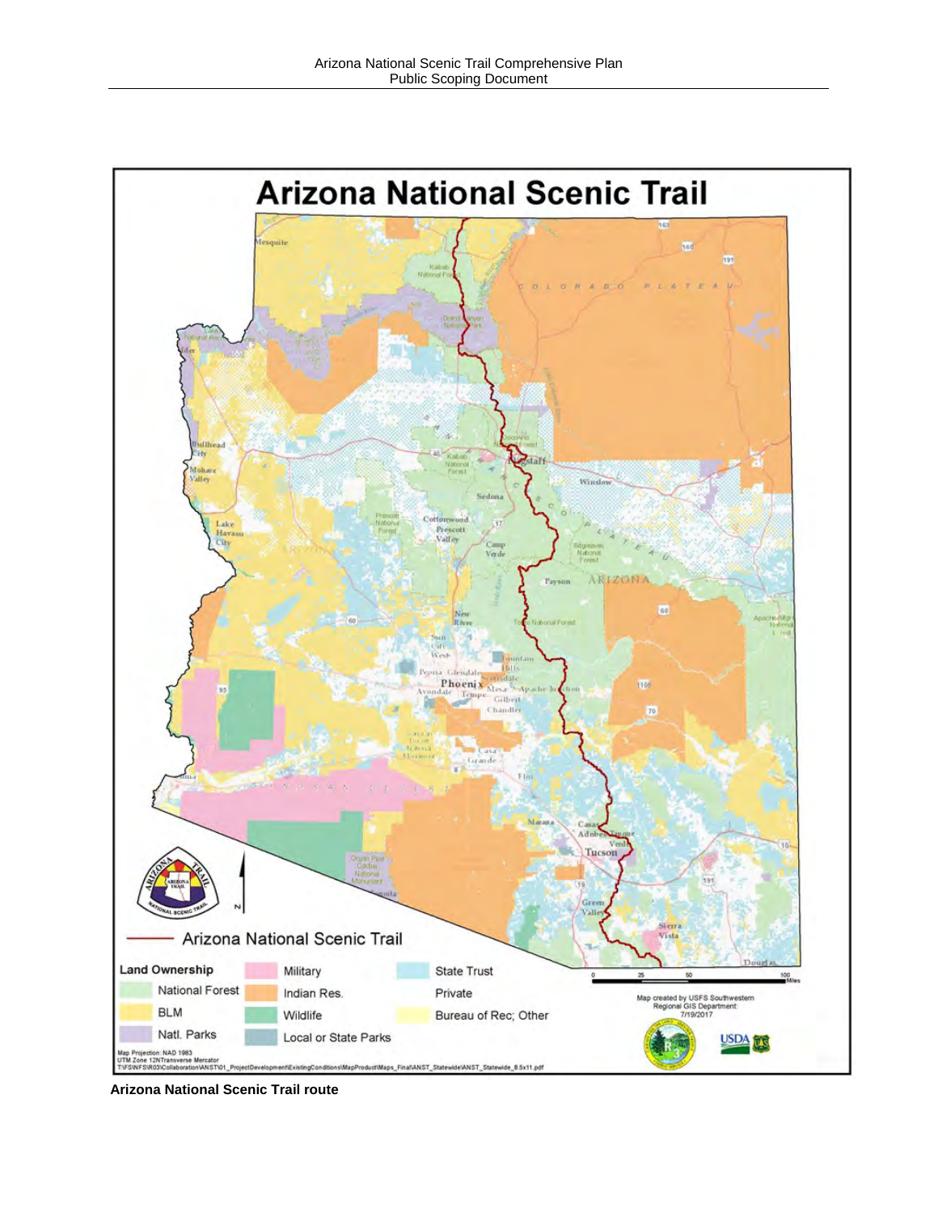Arizona National Scenic Trail route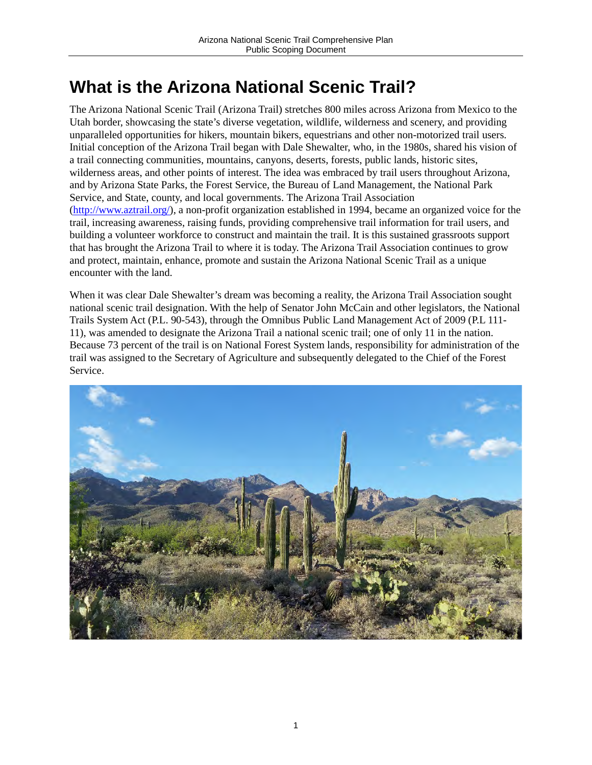# What is the Arizona National Scenic Trail?

The Arizona National Scenic Trail (Arizona Trail) stretches 800 miles across Arizona from Mexico to the Utah border, showcasing the state's diverse vegetation, wildlife, wilderness and scenery, and providing unparalleled opportunities for hikers, mountain bikers, equestrians and other non-motorized trail users. Initial conception of the Arizona Trail began with Dale Shewalter, who, in the 1980s, shared his vision of a trail connecting communities, mountains, canyons, deserts, forests, public lands, historic sites, wilderness areas, and other points of interest. The idea was embraced by trail users throughout Arizona, and by Arizona State Parks, the Forest Service, the Bureau of Land Management, the National Park Service, and State, county, and local governments. The Arizona Trail Association (http://www.aztrail.org/), a non-profit organization established in 1994, became an organized voice for the trail, increasing awareness, raising funds, providing comprehensive trail information for trail users, and building a volunteer workforce to construct and maintain the trail. It is this sustained grassroots support that has brought the Arizona Trail to where it is today. The Arizona Trail Association continues to grow and protect, maintain, enhance, promote and sustain the Arizona National Scenic Trail as a unique encounter with the land.

When it was clear Dale Shewalter's dream was becoming a reality, the Arizona Trail Association sought national scenic trail designation. With the help of Senator John McCain and other legislators, the National Trails System Act (P.L. 90-543), through the Omnibus Public Land Management Act of 2009 (P.L 111-11), was amended to designate the Arizona Trail a national scenic trail; one of only 11 in the nation. Because 73 percent of the trail is on National Forest System lands, responsibility for administration of the trail was assigned to the Secretary of Agriculture and subsequently delegated to the Chief of the Forest Service.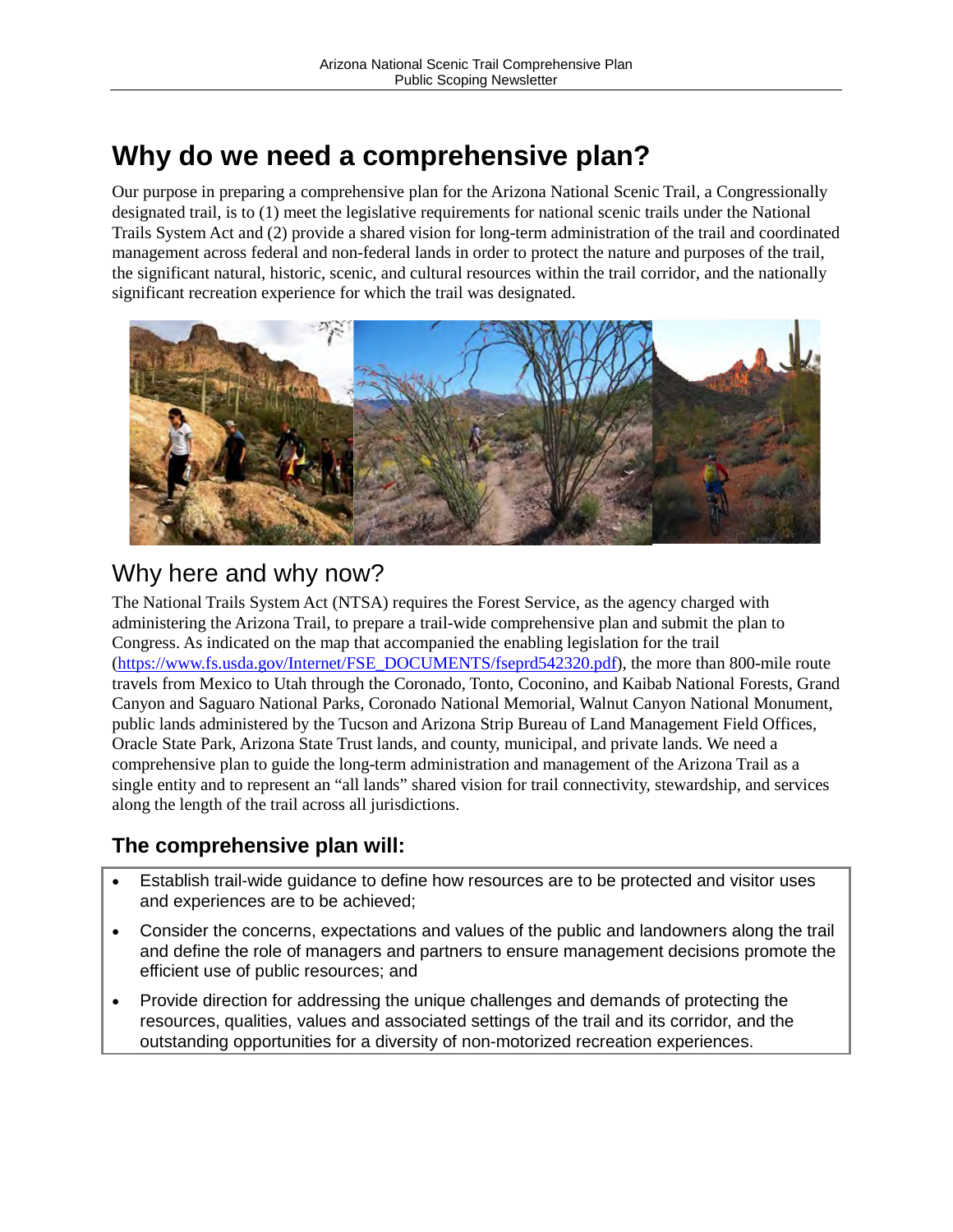# Why do we need a comprehensive plan?

Our purpose in preparing a comprehensive plan for the Arizona National Scenic Trail, a Congressionally designated trail, is to (1) meet the legislative requirements for national scenic trails under the National Trails System Act and (2) provide a shared vision for long-term administration of the trail and coordinated management across federal and non-federal lands in order to protect the nature and purposes of the trail, the significant natural, historic, scenic, and cultural resources within the trail corridor, and the nationally significant recreation experience for which the trail was designated.

## Why here and why now?

The National Trails System Act (NTSA) requires the Forest Service, as the agency charged with administering the Arizona Trail, to prepare a trail-wide comprehensive plan and submit the plan to Congress. As indicated on the map that accompanied the enabling legislation for the trail (https://www.fs.usda.gov/Internet/FSE_DOCUMENTS/fseprd542320.pdf), the more than 800-mile route travels from Mexico to Utah through the Coronado, Tonto, Coconino, and Kaibab National Forests, Grand Canyon and Saguaro National Parks, Coronado National Memorial, Walnut Canyon National Monument, public lands administered by the Tucson and Arizona Strip Bureau of Land Management Field Offices, Oracle State Park, Arizona State Trust lands, and county, municipal, and private lands. We need a comprehensive plan to guide the long-term administration and management of the Arizona Trail as a single entity and to represent an "all lands" shared vision for trail connectivity, stewardship, and services along the length of the trail across all jurisdictions.

### The comprehensive plan will:

- Establish trail-wide guidance to define how resources are to be protected and visitor uses and experiences are to be achieved;
- Consider the concerns, expectations and values of the public and landowners along the trail and define the role of managers and partners to ensure management decisions promote the efficient use of public resources; and
- Provide direction for addressing the unique challenges and demands of protecting the resources, qualities, values and associated settings of the trail and its corridor, and the outstanding opportunities for a diversity of non-motorized recreation experiences.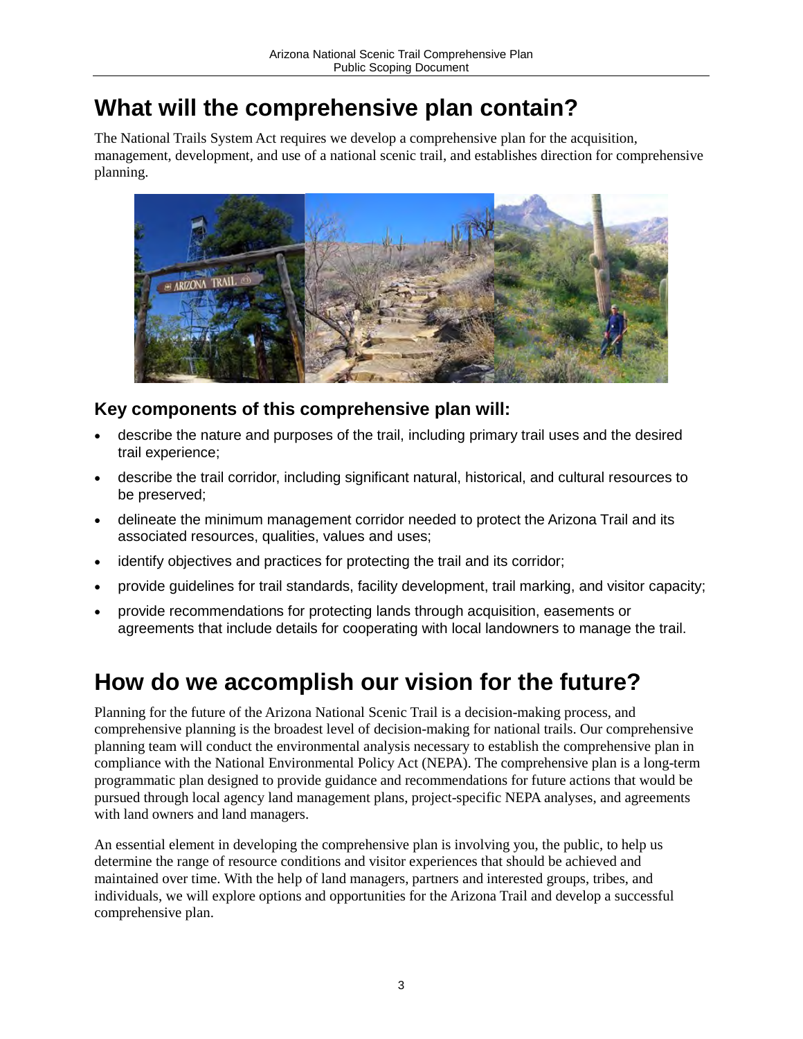# What will the comprehensive plan contain?

The National Trails System Act requires we develop a comprehensive plan for the acquisition, management, development, and use of a national scenic trail, and establishes direction for comprehensive planning.

## Key components of this comprehensive plan will:

- describe the nature and purposes of the trail, including primary trail uses and the desired trail experience;
- describe the trail corridor, including significant natural, historical, and cultural resources to be preserved;
- delineate the minimum management corridor needed to protect the Arizona Trail and its associated resources, qualities, values and uses;
- identify objectives and practices for protecting the trail and its corridor;
- provide guidelines for trail standards, facility development, trail marking, and visitor capacity;
- provide recommendations for protecting lands through acquisition, easements or agreements that include details for cooperating with local landowners to manage the trail.

# How do we accomplish our vision for the future?

Planning for the future of the Arizona National Scenic Trail is a decision-making process, and comprehensive planning is the broadest level of decision-making for national trails. Our comprehensive planning team will conduct the environmental analysis necessary to establish the comprehensive plan in compliance with the National Environmental Policy Act (NEPA). The comprehensive plan is a long-term programmatic plan designed to provide guidance and recommendations for future actions that would be pursued through local agency land management plans, project-specific NEPA analyses, and agreements with land owners and land managers.

An essential element in developing the comprehensive plan is involving you, the public, to help us determine the range of resource conditions and visitor experiences that should be achieved and maintained over time. With the help of land managers, partners and interested groups, tribes, and individuals, we will explore options and opportunities for the Arizona Trail and develop a successful comprehensive plan.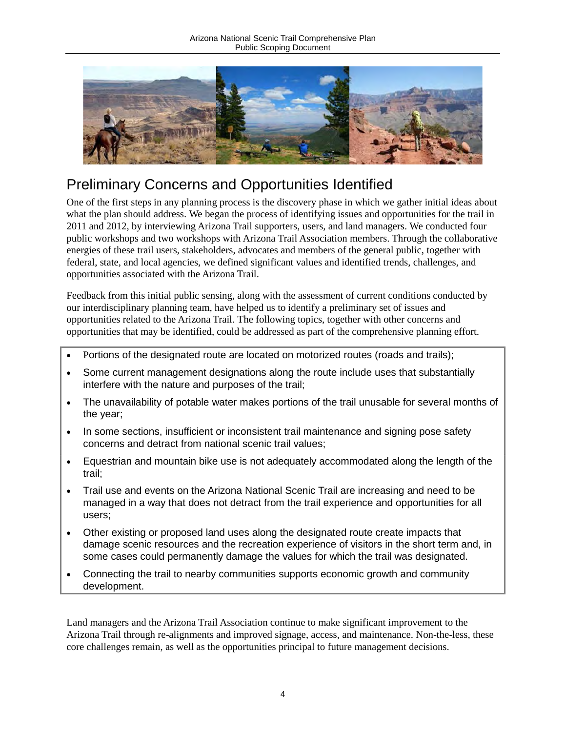# Preliminary Concerns and Opportunities Identified

One of the first steps in any planning process is the discovery phase in which we gather initial ideas about what the plan should address. We began the process of identifying issues and opportunities for the trail in 2011 and 2012, by interviewing Arizona Trail supporters, users, and land managers. We conducted four public workshops and two workshops with Arizona Trail Association members. Through the collaborative energies of these trail users, stakeholders, advocates and members of the general public, together with federal, state, and local agencies, we defined significant values and identified trends, challenges, and opportunities associated with the Arizona Trail.

Feedback from this initial public sensing, along with the assessment of current conditions conducted by our interdisciplinary planning team, have helped us to identify a preliminary set of issues and opportunities related to the Arizona Trail. The following topics, together with other concerns and opportunities that may be identified, could be addressed as part of the comprehensive planning effort.

- Portions of the designated route are located on motorized routes (roads and trails);
- Some current management designations along the route include uses that substantially interfere with the nature and purposes of the trail;
- The unavailability of potable water makes portions of the trail unusable for several months of the year;
- In some sections, insufficient or inconsistent trail maintenance and signing pose safety concerns and detract from national scenic trail values;
- Equestrian and mountain bike use is not adequately accommodated along the length of the trail;
- Trail use and events on the Arizona National Scenic Trail are increasing and need to be managed in a way that does not detract from the trail experience and opportunities for all users;
- Other existing or proposed land uses along the designated route create impacts that damage scenic resources and the recreation experience of visitors in the short term and, in some cases could permanently damage the values for which the trail was designated.
- Connecting the trail to nearby communities supports economic growth and community development.

Land managers and the Arizona Trail Association continue to make significant improvement to the Arizona Trail through re-alignments and improved signage, access, and maintenance. Non-the-less, these core challenges remain, as well as the opportunities principal to future management decisions.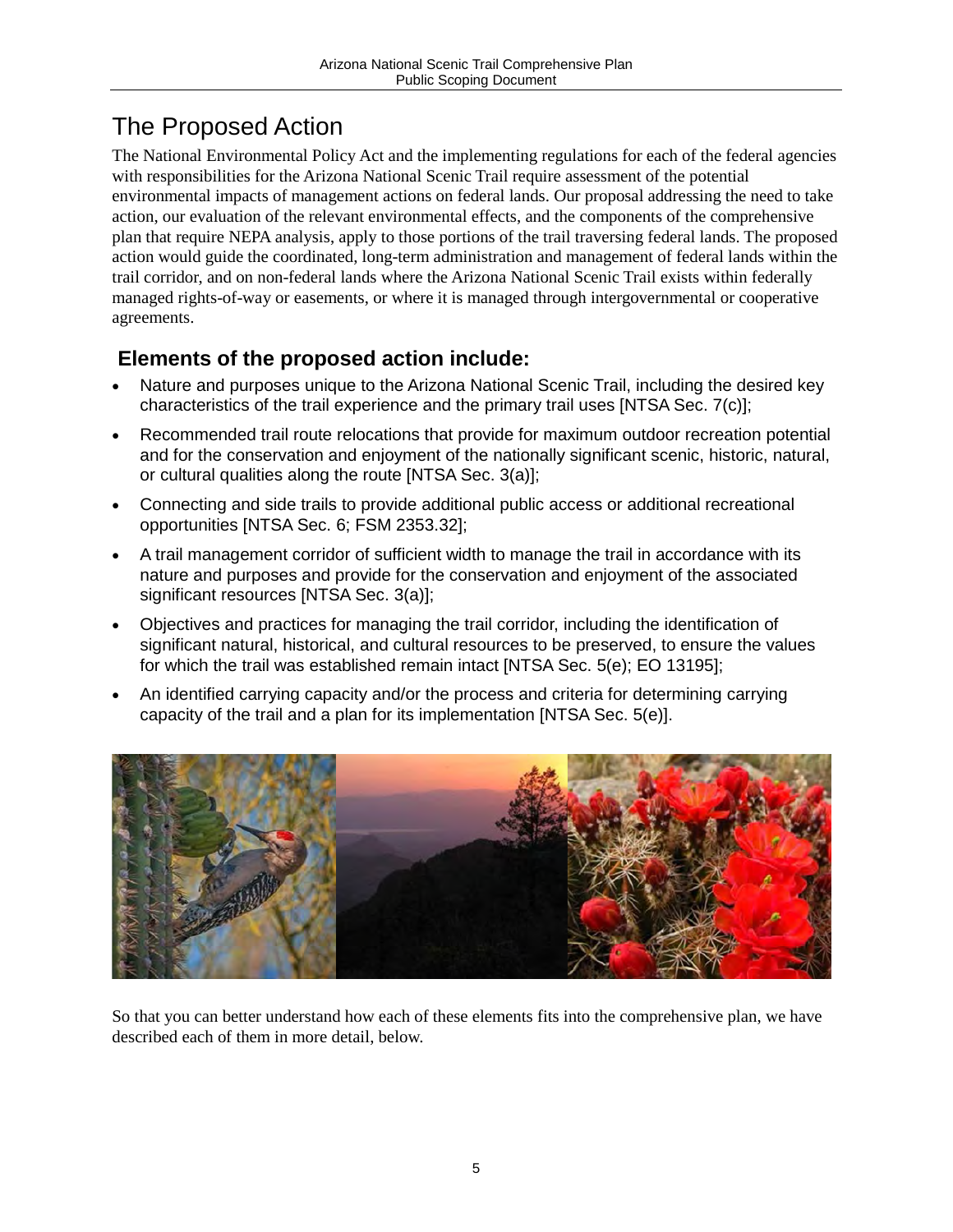# The Proposed Action

The National Environmental Policy Act and the implementing regulations for each of the federal agencies with responsibilities for the Arizona National Scenic Trail require assessment of the potential environmental impacts of management actions on federal lands. Our proposal addressing the need to take action, our evaluation of the relevant environmental effects, and the components of the comprehensive plan that require NEPA analysis, apply to those portions of the trail traversing federal lands. The proposed action would guide the coordinated, long-term administration and management of federal lands within the trail corridor, and on non-federal lands where the Arizona National Scenic Trail exists within federally managed rights-of-way or easements, or where it is managed through intergovernmental or cooperative agreements.

## Elements of the proposed action include:

- Nature and purposes unique to the Arizona National Scenic Trail, including the desired key characteristics of the trail experience and the primary trail uses [NTSA Sec. 7(c)];
- Recommended trail route relocations that provide for maximum outdoor recreation potential and for the conservation and enjoyment of the nationally significant scenic, historic, natural, or cultural qualities along the route [NTSA Sec. 3(a)];
- Connecting and side trails to provide additional public access or additional recreational opportunities [NTSA Sec. 6; FSM 2353.32];
- A trail management corridor of sufficient width to manage the trail in accordance with its nature and purposes and provide for the conservation and enjoyment of the associated significant resources [NTSA Sec. 3(a)];
- Objectives and practices for managing the trail corridor, including the identification of significant natural, historical, and cultural resources to be preserved, to ensure the values for which the trail was established remain intact [NTSA Sec. 5(e); EO 13195];
- An identified carrying capacity and/or the process and criteria for determining carrying capacity of the trail and a plan for its implementation [NTSA Sec. 5(e)].

So that you can better understand how each of these elements fits into the comprehensive plan, we have described each of them in more detail, below.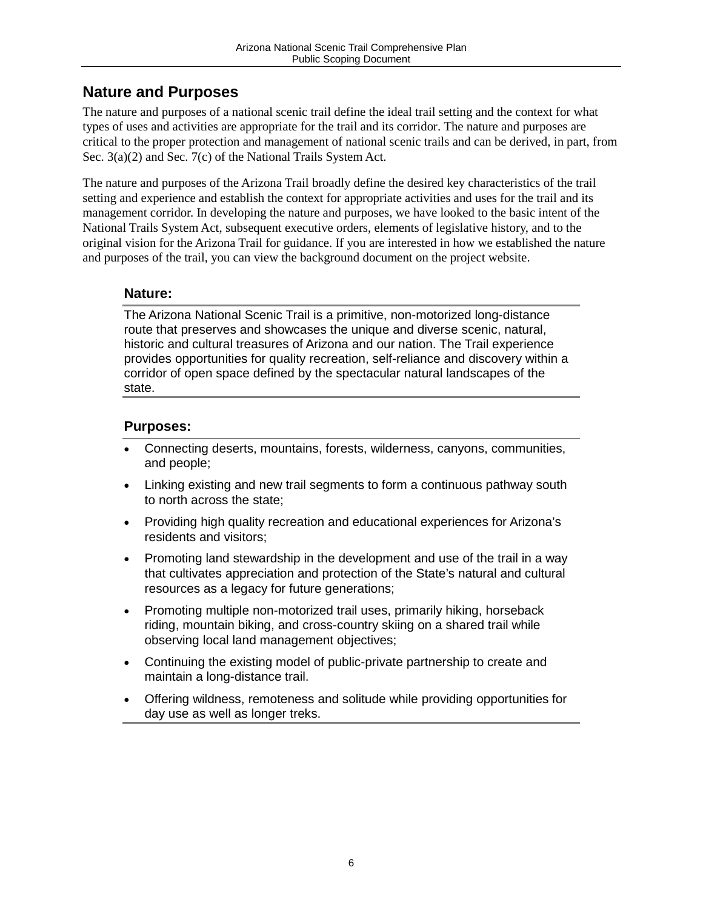## Nature and Purposes

The nature and purposes of a national scenic trail define the ideal trail setting and the context for what types of uses and activities are appropriate for the trail and its corridor. The nature and purposes are critical to the proper protection and management of national scenic trails and can be derived, in part, from Sec. 3(a)(2) and Sec. 7(c) of the National Trails System Act.

The nature and purposes of the Arizona Trail broadly define the desired key characteristics of the trail setting and experience and establish the context for appropriate activities and uses for the trail and its management corridor. In developing the nature and purposes, we have looked to the basic intent of the National Trails System Act, subsequent executive orders, elements of legislative history, and to the original vision for the Arizona Trail for guidance. If you are interested in how we established the nature and purposes of the trail, you can view the background document on the project website.

### Nature:

The Arizona National Scenic Trail is a primitive, non-motorized long-distance route that preserves and showcases the unique and diverse scenic, natural, historic and cultural treasures of Arizona and our nation. The Trail experience provides opportunities for quality recreation, self-reliance and discovery within a corridor of open space defined by the spectacular natural landscapes of the state.

### Purposes:

- Connecting deserts, mountains, forests, wilderness, canyons, communities, and people;
- Linking existing and new trail segments to form a continuous pathway south to north across the state;
- Providing high quality recreation and educational experiences for Arizona's residents and visitors;
- Promoting land stewardship in the development and use of the trail in a way that cultivates appreciation and protection of the State's natural and cultural resources as a legacy for future generations;
- Promoting multiple non-motorized trail uses, primarily hiking, horseback riding, mountain biking, and cross-country skiing on a shared trail while observing local land management objectives;
- Continuing the existing model of public-private partnership to create and maintain a long-distance trail.
- Offering wildness, remoteness and solitude while providing opportunities for day use as well as longer treks.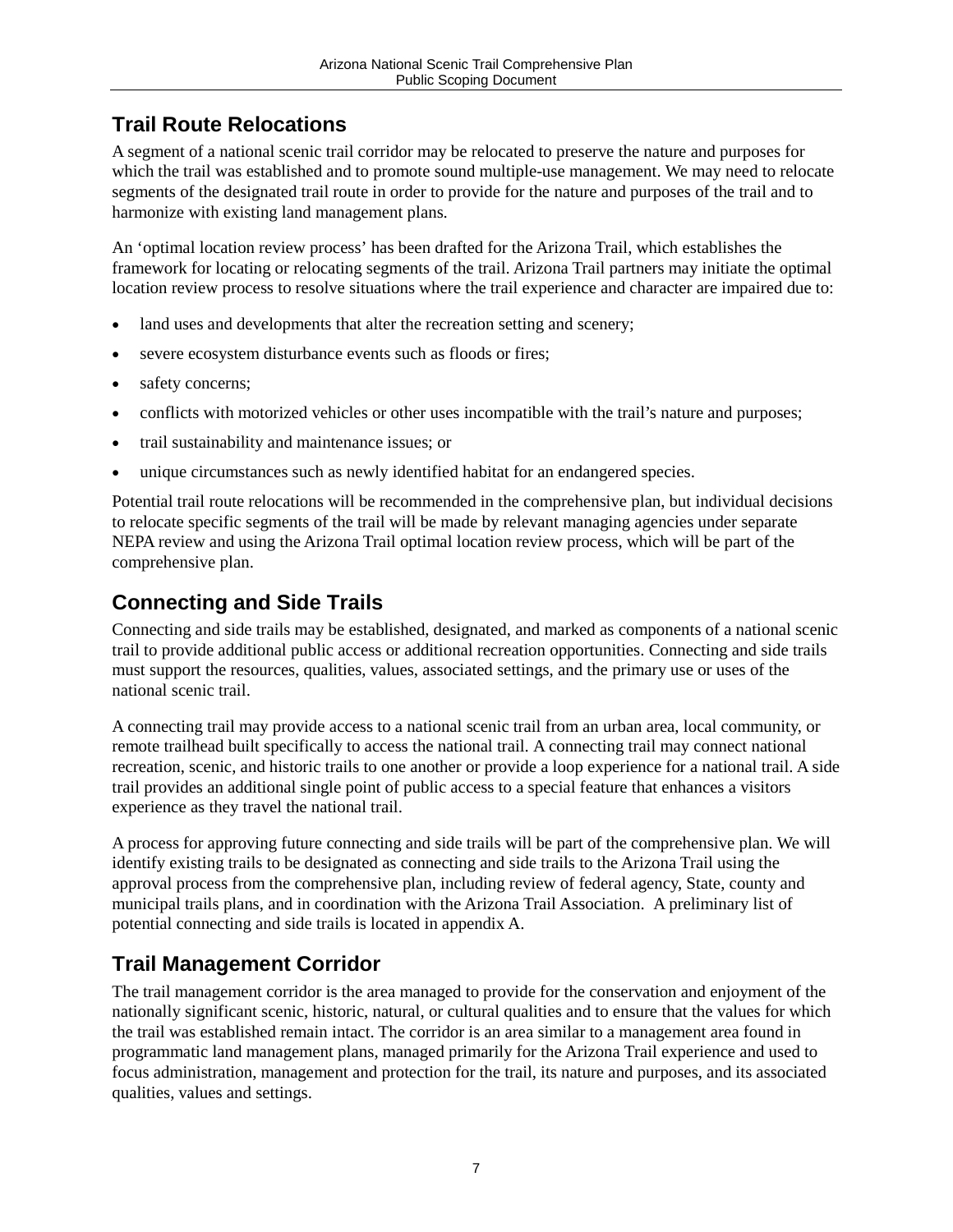## Trail Route Relocations

A segment of a national scenic trail corridor may be relocated to preserve the nature and purposes for which the trail was established and to promote sound multiple-use management. We may need to relocate segments of the designated trail route in order to provide for the nature and purposes of the trail and to harmonize with existing land management plans.

An 'optimal location review process' has been drafted for the Arizona Trail, which establishes the framework for locating or relocating segments of the trail. Arizona Trail partners may initiate the optimal location review process to resolve situations where the trail experience and character are impaired due to:

- land uses and developments that alter the recreation setting and scenery;
- severe ecosystem disturbance events such as floods or fires;
- safety concerns;
- conflicts with motorized vehicles or other uses incompatible with the trail's nature and purposes;
- trail sustainability and maintenance issues; or
- unique circumstances such as newly identified habitat for an endangered species.

Potential trail route relocations will be recommended in the comprehensive plan, but individual decisions to relocate specific segments of the trail will be made by relevant managing agencies under separate NEPA review and using the Arizona Trail optimal location review process, which will be part of the comprehensive plan.

## Connecting and Side Trails

Connecting and side trails may be established, designated, and marked as components of a national scenic trail to provide additional public access or additional recreation opportunities. Connecting and side trails must support the resources, qualities, values, associated settings, and the primary use or uses of the national scenic trail.

A connecting trail may provide access to a national scenic trail from an urban area, local community, or remote trailhead built specifically to access the national trail. A connecting trail may connect national recreation, scenic, and historic trails to one another or provide a loop experience for a national trail. A side trail provides an additional single point of public access to a special feature that enhances a visitors experience as they travel the national trail.

A process for approving future connecting and side trails will be part of the comprehensive plan. We will identify existing trails to be designated as connecting and side trails to the Arizona Trail using the approval process from the comprehensive plan, including review of federal agency, State, county and municipal trails plans, and in coordination with the Arizona Trail Association. A preliminary list of potential connecting and side trails is located in appendix A.

## Trail Management Corridor

The trail management corridor is the area managed to provide for the conservation and enjoyment of the nationally significant scenic, historic, natural, or cultural qualities and to ensure that the values for which the trail was established remain intact. The corridor is an area similar to a management area found in programmatic land management plans, managed primarily for the Arizona Trail experience and used to focus administration, management and protection for the trail, its nature and purposes, and its associated qualities, values and settings.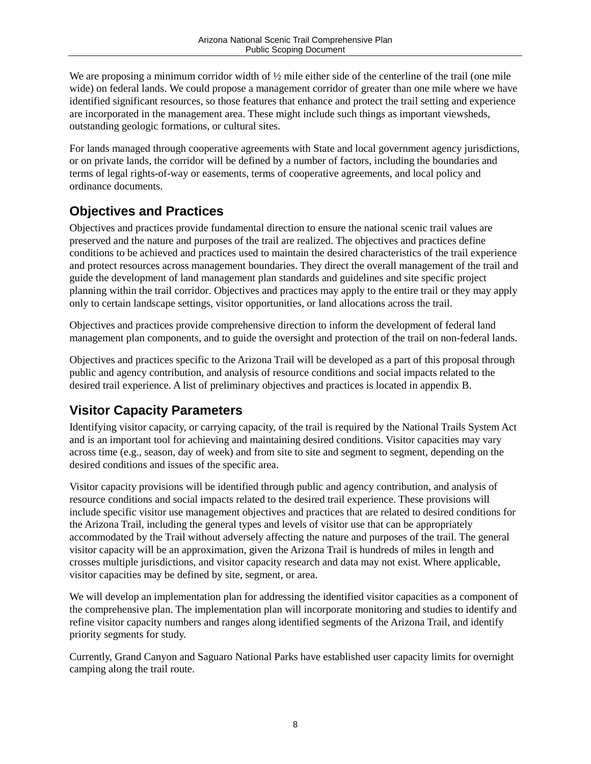We are proposing a minimum corridor width of ½ mile either side of the centerline of the trail (one mile wide) on federal lands. We could propose a management corridor of greater than one mile where we have identified significant resources, so those features that enhance and protect the trail setting and experience are incorporated in the management area. These might include such things as important viewsheds, outstanding geologic formations, or cultural sites.

For lands managed through cooperative agreements with State and local government agency jurisdictions, or on private lands, the corridor will be defined by a number of factors, including the boundaries and terms of legal rights-of-way or easements, terms of cooperative agreements, and local policy and ordinance documents.

## Objectives and Practices

Objectives and practices provide fundamental direction to ensure the national scenic trail values are preserved and the nature and purposes of the trail are realized. The objectives and practices define conditions to be achieved and practices used to maintain the desired characteristics of the trail experience and protect resources across management boundaries. They direct the overall management of the trail and guide the development of land management plan standards and guidelines and site specific project planning within the trail corridor. Objectives and practices may apply to the entire trail or they may apply only to certain landscape settings, visitor opportunities, or land allocations across the trail.

Objectives and practices provide comprehensive direction to inform the development of federal land management plan components, and to guide the oversight and protection of the trail on non-federal lands.

Objectives and practices specific to the Arizona Trail will be developed as a part of this proposal through public and agency contribution, and analysis of resource conditions and social impacts related to the desired trail experience. A list of preliminary objectives and practices is located in appendix B.

## Visitor Capacity Parameters

Identifying visitor capacity, or carrying capacity, of the trail is required by the National Trails System Act and is an important tool for achieving and maintaining desired conditions. Visitor capacities may vary across time (e.g., season, day of week) and from site to site and segment to segment, depending on the desired conditions and issues of the specific area.

Visitor capacity provisions will be identified through public and agency contribution, and analysis of resource conditions and social impacts related to the desired trail experience. These provisions will include specific visitor use management objectives and practices that are related to desired conditions for the Arizona Trail, including the general types and levels of visitor use that can be appropriately accommodated by the Trail without adversely affecting the nature and purposes of the trail. The general visitor capacity will be an approximation, given the Arizona Trail is hundreds of miles in length and crosses multiple jurisdictions, and visitor capacity research and data may not exist. Where applicable, visitor capacities may be defined by site, segment, or area.

We will develop an implementation plan for addressing the identified visitor capacities as a component of the comprehensive plan. The implementation plan will incorporate monitoring and studies to identify and refine visitor capacity numbers and ranges along identified segments of the Arizona Trail, and identify priority segments for study.

Currently, Grand Canyon and Saguaro National Parks have established user capacity limits for overnight camping along the trail route.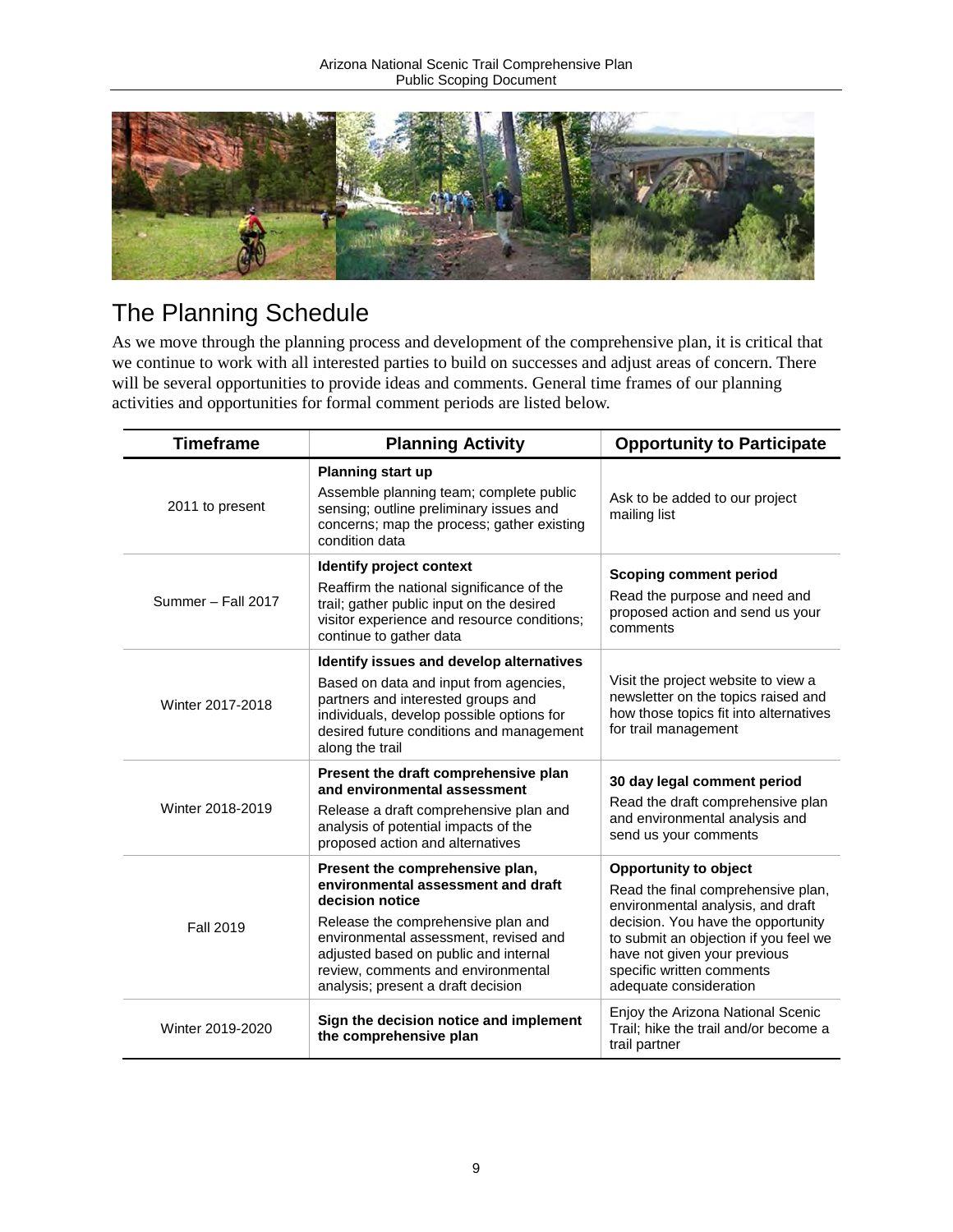# The Planning Schedule

As we move through the planning process and development of the comprehensive plan, it is critical that we continue to work with all interested parties to build on successes and adjust areas of concern. There will be several opportunities to provide ideas and comments. General time frames of our planning activities and opportunities for formal comment periods are listed below.

| Timeframe | Planning Activity | Opportunity to Participate |
|---|---|---|
| 2011 to present | **Planning start up** Assemble planning team; complete public sensing; outline preliminary issues and concerns; map the process; gather existing condition data | Ask to be added to our project mailing list |
| Summer – Fall 2017 | **Identify project context** Reaffirm the national significance of the trail; gather public input on the desired visitor experience and resource conditions; continue to gather data | **Scoping comment period** Read the purpose and need and proposed action and send us your comments |
| Winter 2017-2018 | **Identify issues and develop alternatives** Based on data and input from agencies, partners and interested groups and individuals, develop possible options for desired future conditions and management along the trail | Visit the project website to view a newsletter on the topics raised and how those topics fit into alternatives for trail management |
| Winter 2018-2019 | **Present the draft comprehensive plan and environmental assessment** Release a draft comprehensive plan and analysis of potential impacts of the proposed action and alternatives | **30 day legal comment period** Read the draft comprehensive plan and environmental analysis and send us your comments |
| Fall 2019 | **Present the comprehensive plan, environmental assessment and draft decision notice** Release the comprehensive plan and environmental assessment, revised and adjusted based on public and internal review, comments and environmental analysis; present a draft decision | **Opportunity to object** Read the final comprehensive plan, environmental analysis, and draft decision. You have the opportunity to submit an objection if you feel we have not given your previous specific written comments adequate consideration |
| Winter 2019-2020 | **Sign the decision notice and implement the comprehensive plan** | Enjoy the Arizona National Scenic Trail; hike the trail and/or become a trail partner |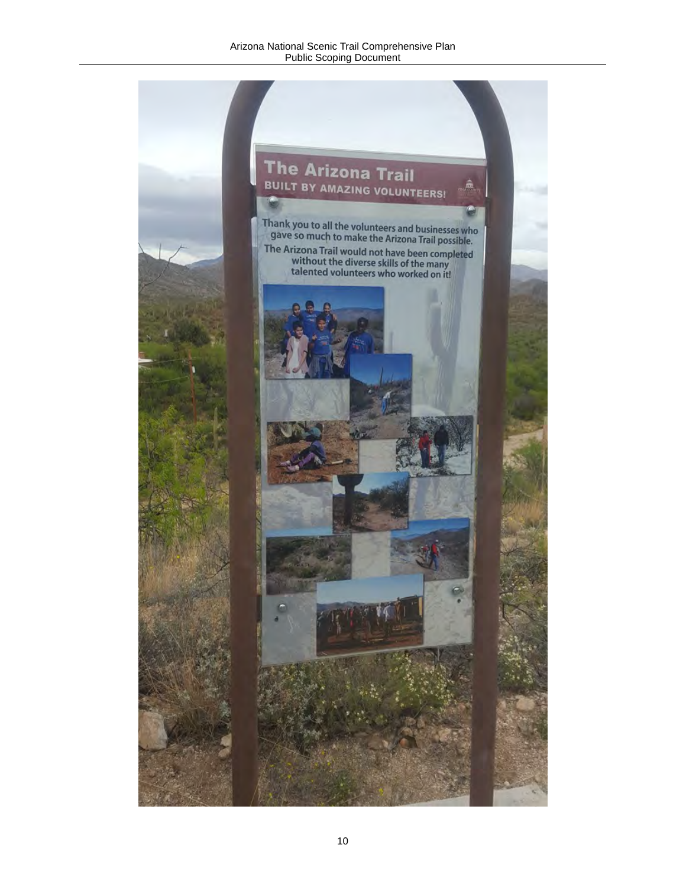# The Arizona Trail

**BUILT BY AMAZING VOLUNTEERS!**

Thank you to all the volunteers and businesses who gave so much to make the Arizona Trail possible.

The Arizona Trail would not have been completed without the diverse skills of the many talented volunteers who worked on it!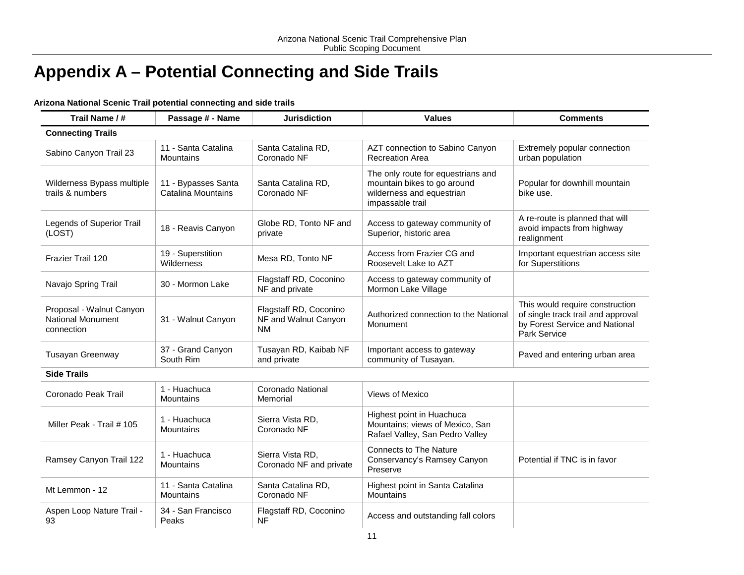# Appendix A – Potential Connecting and Side Trails

**Arizona National Scenic Trail potential connecting and side trails**

| Trail Name / # | Passage # - Name | Jurisdiction | Values | Comments |
|---|---|---|---|---|
| **Connecting Trails** | | | | |
| Sabino Canyon Trail 23 | 11 - Santa Catalina Mountains | Santa Catalina RD, Coronado NF | AZT connection to Sabino Canyon Recreation Area | Extremely popular connection urban population |
| Wilderness Bypass multiple trails & numbers | 11 - Bypasses Santa Catalina Mountains | Santa Catalina RD, Coronado NF | The only route for equestrians and mountain bikes to go around wilderness and equestrian impassable trail | Popular for downhill mountain bike use. |
| Legends of Superior Trail (LOST) | 18 - Reavis Canyon | Globe RD, Tonto NF and private | Access to gateway community of Superior, historic area | A re-route is planned that will avoid impacts from highway realignment |
| Frazier Trail 120 | 19 - Superstition Wilderness | Mesa RD, Tonto NF | Access from Frazier CG and Roosevelt Lake to AZT | Important equestrian access site for Superstitions |
| Navajo Spring Trail | 30 - Mormon Lake | Flagstaff RD, Coconino NF and private | Access to gateway community of Mormon Lake Village | |
| Proposal - Walnut Canyon National Monument connection | 31 - Walnut Canyon | Flagstaff RD, Coconino NF and Walnut Canyon NM | Authorized connection to the National Monument | This would require construction of single track trail and approval by Forest Service and National Park Service |
| Tusayan Greenway | 37 - Grand Canyon South Rim | Tusayan RD, Kaibab NF and private | Important access to gateway community of Tusayan. | Paved and entering urban area |
| **Side Trails** | | | | |
| Coronado Peak Trail | 1 - Huachuca Mountains | Coronado National Memorial | Views of Mexico | |
| Miller Peak - Trail # 105 | 1 - Huachuca Mountains | Sierra Vista RD, Coronado NF | Highest point in Huachuca Mountains; views of Mexico, San Rafael Valley, San Pedro Valley | |
| Ramsey Canyon Trail 122 | 1 - Huachuca Mountains | Sierra Vista RD, Coronado NF and private | Connects to The Nature Conservancy's Ramsey Canyon Preserve | Potential if TNC is in favor |
| Mt Lemmon - 12 | 11 - Santa Catalina Mountains | Santa Catalina RD, Coronado NF | Highest point in Santa Catalina Mountains | |
| Aspen Loop Nature Trail - 93 | 34 - San Francisco Peaks | Flagstaff RD, Coconino NF | Access and outstanding fall colors | |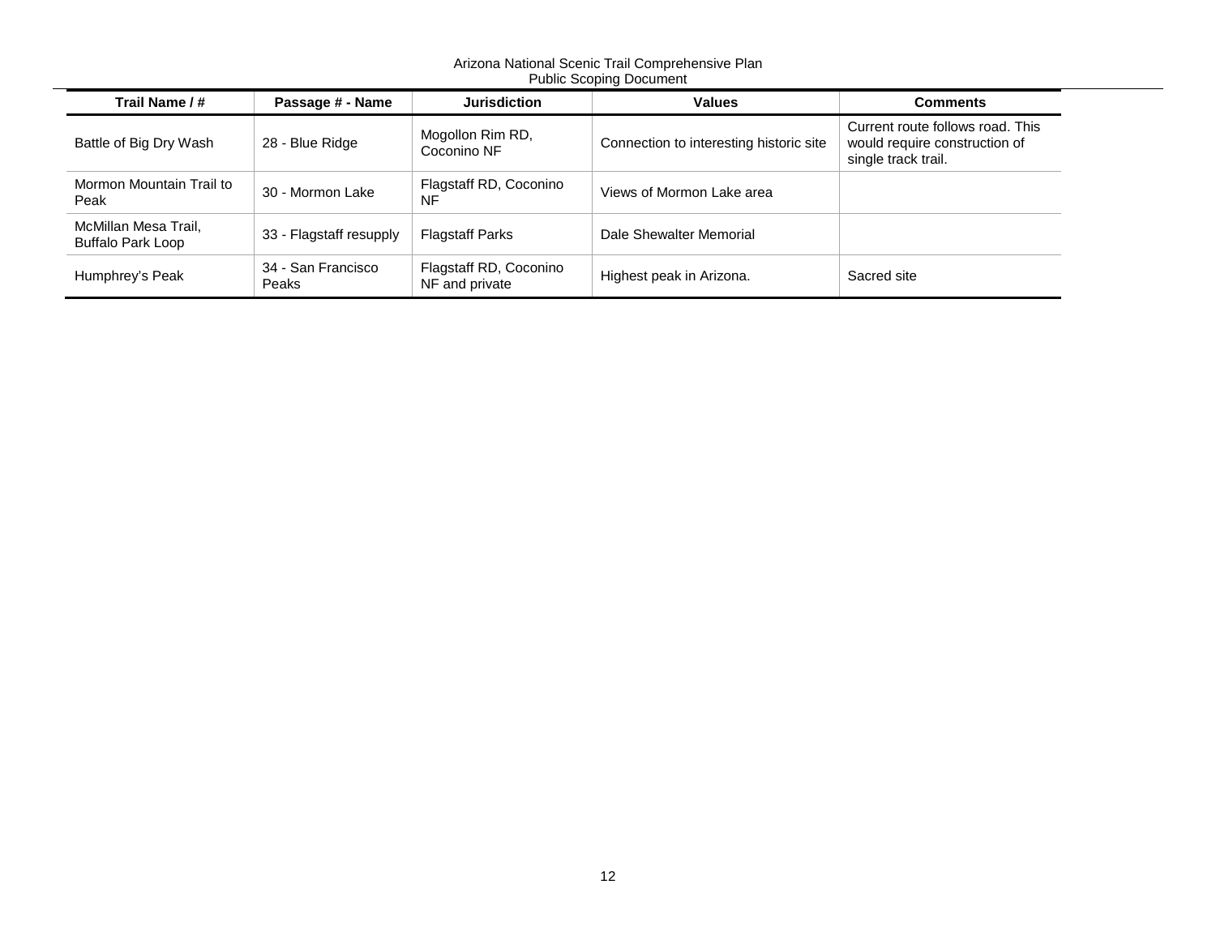| Trail Name / # | Passage # - Name | Jurisdiction | Values | Comments |
|---|---|---|---|---|
| Battle of Big Dry Wash | 28 - Blue Ridge | Mogollon Rim RD, Coconino NF | Connection to interesting historic site | Current route follows road. This would require construction of single track trail. |
| Mormon Mountain Trail to Peak | 30 - Mormon Lake | Flagstaff RD, Coconino NF | Views of Mormon Lake area | |
| McMillan Mesa Trail, Buffalo Park Loop | 33 - Flagstaff resupply | Flagstaff Parks | Dale Shewalter Memorial | |
| Humphrey's Peak | 34 - San Francisco Peaks | Flagstaff RD, Coconino NF and private | Highest peak in Arizona. | Sacred site |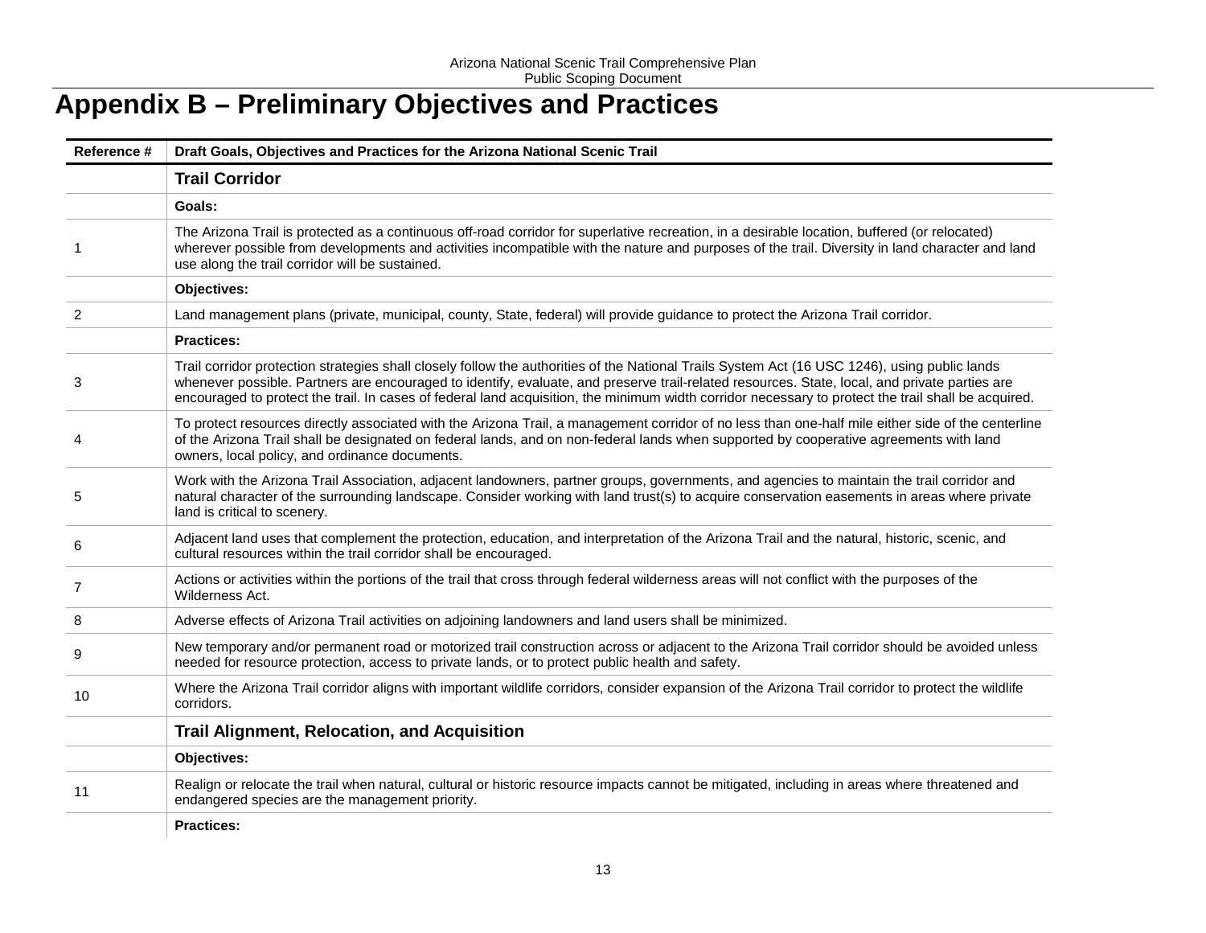# Appendix B – Preliminary Objectives and Practices

| Reference # | Draft Goals, Objectives and Practices for the Arizona National Scenic Trail |
|---|---|
| | **Trail Corridor** |
| | **Goals:** |
| 1 | The Arizona Trail is protected as a continuous off-road corridor for superlative recreation, in a desirable location, buffered (or relocated) wherever possible from developments and activities incompatible with the nature and purposes of the trail. Diversity in land character and land use along the trail corridor will be sustained. |
| | **Objectives:** |
| 2 | Land management plans (private, municipal, county, State, federal) will provide guidance to protect the Arizona Trail corridor. |
| | **Practices:** |
| 3 | Trail corridor protection strategies shall closely follow the authorities of the National Trails System Act (16 USC 1246), using public lands whenever possible. Partners are encouraged to identify, evaluate, and preserve trail-related resources. State, local, and private parties are encouraged to protect the trail. In cases of federal land acquisition, the minimum width corridor necessary to protect the trail shall be acquired. |
| 4 | To protect resources directly associated with the Arizona Trail, a management corridor of no less than one-half mile either side of the centerline of the Arizona Trail shall be designated on federal lands, and on non-federal lands when supported by cooperative agreements with land owners, local policy, and ordinance documents. |
| 5 | Work with the Arizona Trail Association, adjacent landowners, partner groups, governments, and agencies to maintain the trail corridor and natural character of the surrounding landscape. Consider working with land trust(s) to acquire conservation easements in areas where private land is critical to scenery. |
| 6 | Adjacent land uses that complement the protection, education, and interpretation of the Arizona Trail and the natural, historic, scenic, and cultural resources within the trail corridor shall be encouraged. |
| 7 | Actions or activities within the portions of the trail that cross through federal wilderness areas will not conflict with the purposes of the Wilderness Act. |
| 8 | Adverse effects of Arizona Trail activities on adjoining landowners and land users shall be minimized. |
| 9 | New temporary and/or permanent road or motorized trail construction across or adjacent to the Arizona Trail corridor should be avoided unless needed for resource protection, access to private lands, or to protect public health and safety. |
| 10 | Where the Arizona Trail corridor aligns with important wildlife corridors, consider expansion of the Arizona Trail corridor to protect the wildlife corridors. |
| | **Trail Alignment, Relocation, and Acquisition** |
| | **Objectives:** |
| 11 | Realign or relocate the trail when natural, cultural or historic resource impacts cannot be mitigated, including in areas where threatened and endangered species are the management priority. |
| | **Practices:** |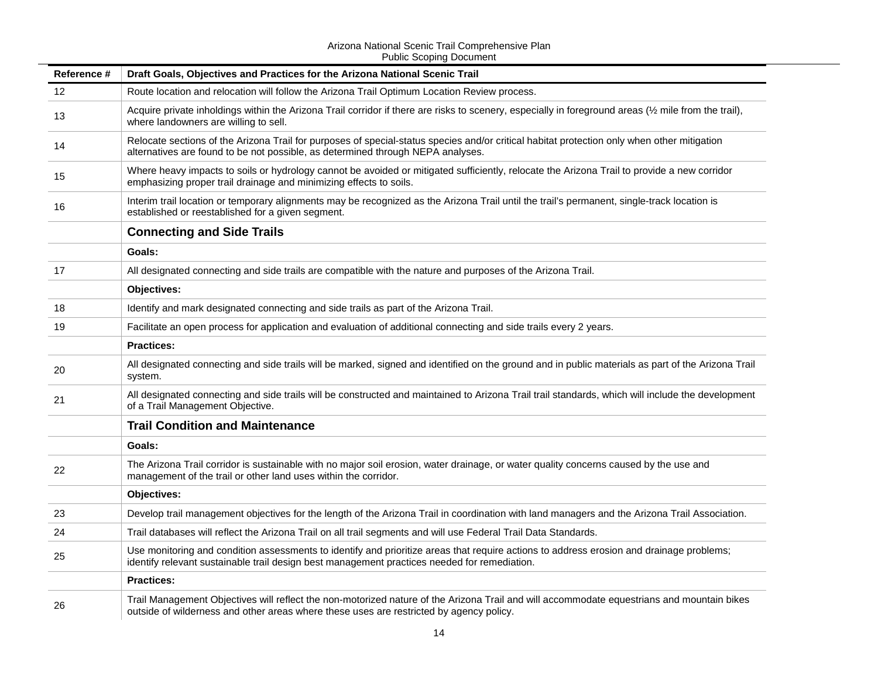| Reference # | Draft Goals, Objectives and Practices for the Arizona National Scenic Trail |
|---|---|
| 12 | Route location and relocation will follow the Arizona Trail Optimum Location Review process. |
| 13 | Acquire private inholdings within the Arizona Trail corridor if there are risks to scenery, especially in foreground areas (½ mile from the trail), where landowners are willing to sell. |
| 14 | Relocate sections of the Arizona Trail for purposes of special-status species and/or critical habitat protection only when other mitigation alternatives are found to be not possible, as determined through NEPA analyses. |
| 15 | Where heavy impacts to soils or hydrology cannot be avoided or mitigated sufficiently, relocate the Arizona Trail to provide a new corridor emphasizing proper trail drainage and minimizing effects to soils. |
| 16 | Interim trail location or temporary alignments may be recognized as the Arizona Trail until the trail's permanent, single-track location is established or reestablished for a given segment. |
| | **Connecting and Side Trails** |
| | **Goals:** |
| 17 | All designated connecting and side trails are compatible with the nature and purposes of the Arizona Trail. |
| | **Objectives:** |
| 18 | Identify and mark designated connecting and side trails as part of the Arizona Trail. |
| 19 | Facilitate an open process for application and evaluation of additional connecting and side trails every 2 years. |
| | **Practices:** |
| 20 | All designated connecting and side trails will be marked, signed and identified on the ground and in public materials as part of the Arizona Trail system. |
| 21 | All designated connecting and side trails will be constructed and maintained to Arizona Trail trail standards, which will include the development of a Trail Management Objective. |
| | **Trail Condition and Maintenance** |
| | **Goals:** |
| 22 | The Arizona Trail corridor is sustainable with no major soil erosion, water drainage, or water quality concerns caused by the use and management of the trail or other land uses within the corridor. |
| | **Objectives:** |
| 23 | Develop trail management objectives for the length of the Arizona Trail in coordination with land managers and the Arizona Trail Association. |
| 24 | Trail databases will reflect the Arizona Trail on all trail segments and will use Federal Trail Data Standards. |
| 25 | Use monitoring and condition assessments to identify and prioritize areas that require actions to address erosion and drainage problems; identify relevant sustainable trail design best management practices needed for remediation. |
| | **Practices:** |
| 26 | Trail Management Objectives will reflect the non-motorized nature of the Arizona Trail and will accommodate equestrians and mountain bikes outside of wilderness and other areas where these uses are restricted by agency policy. |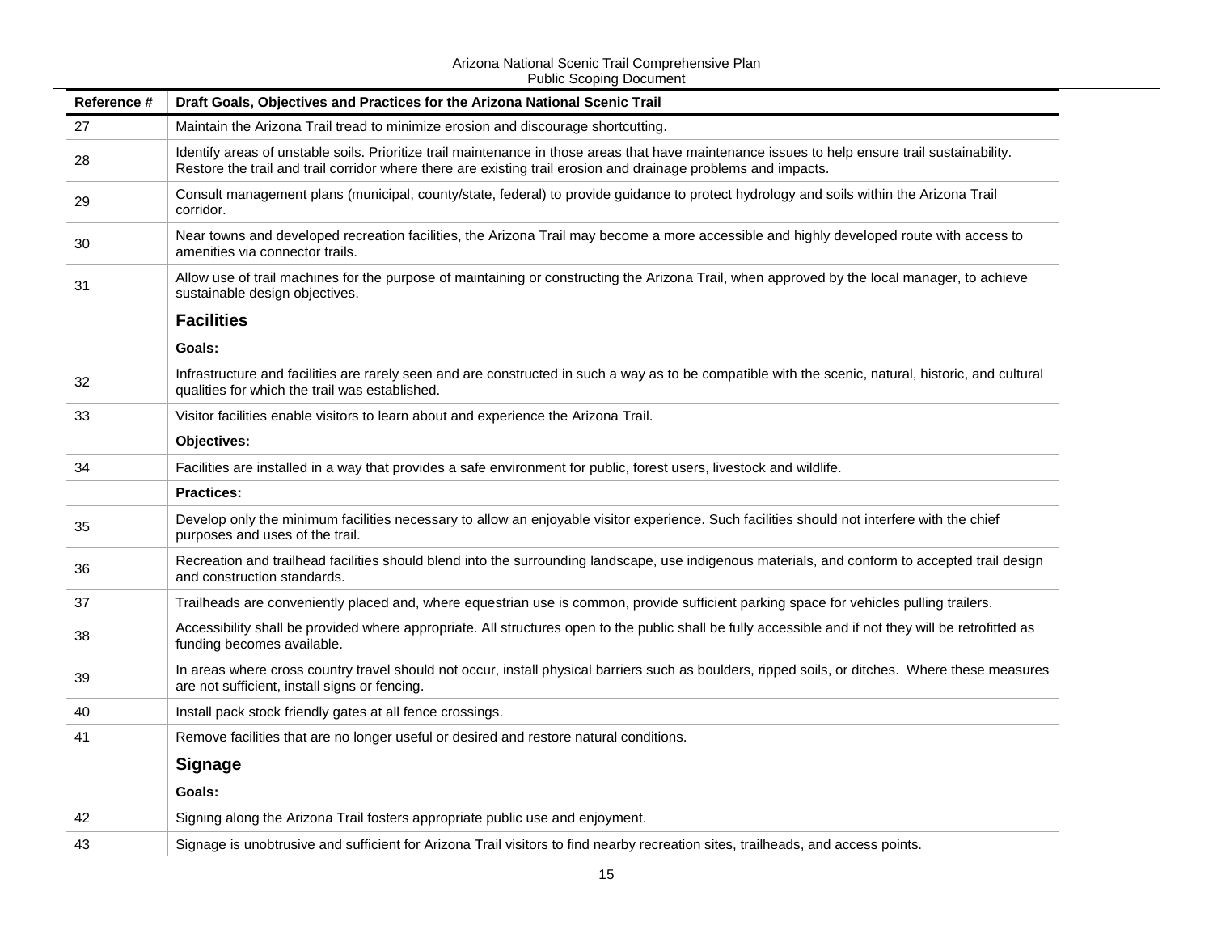| Reference # | Draft Goals, Objectives and Practices for the Arizona National Scenic Trail |
|---|---|
| 27 | Maintain the Arizona Trail tread to minimize erosion and discourage shortcutting. |
| 28 | Identify areas of unstable soils. Prioritize trail maintenance in those areas that have maintenance issues to help ensure trail sustainability. Restore the trail and trail corridor where there are existing trail erosion and drainage problems and impacts. |
| 29 | Consult management plans (municipal, county/state, federal) to provide guidance to protect hydrology and soils within the Arizona Trail corridor. |
| 30 | Near towns and developed recreation facilities, the Arizona Trail may become a more accessible and highly developed route with access to amenities via connector trails. |
| 31 | Allow use of trail machines for the purpose of maintaining or constructing the Arizona Trail, when approved by the local manager, to achieve sustainable design objectives. |
| | **Facilities** |
| | **Goals:** |
| 32 | Infrastructure and facilities are rarely seen and are constructed in such a way as to be compatible with the scenic, natural, historic, and cultural qualities for which the trail was established. |
| 33 | Visitor facilities enable visitors to learn about and experience the Arizona Trail. |
| | **Objectives:** |
| 34 | Facilities are installed in a way that provides a safe environment for public, forest users, livestock and wildlife. |
| | **Practices:** |
| 35 | Develop only the minimum facilities necessary to allow an enjoyable visitor experience. Such facilities should not interfere with the chief purposes and uses of the trail. |
| 36 | Recreation and trailhead facilities should blend into the surrounding landscape, use indigenous materials, and conform to accepted trail design and construction standards. |
| 37 | Trailheads are conveniently placed and, where equestrian use is common, provide sufficient parking space for vehicles pulling trailers. |
| 38 | Accessibility shall be provided where appropriate. All structures open to the public shall be fully accessible and if not they will be retrofitted as funding becomes available. |
| 39 | In areas where cross country travel should not occur, install physical barriers such as boulders, ripped soils, or ditches. Where these measures are not sufficient, install signs or fencing. |
| 40 | Install pack stock friendly gates at all fence crossings. |
| 41 | Remove facilities that are no longer useful or desired and restore natural conditions. |
| | **Signage** |
| | **Goals:** |
| 42 | Signing along the Arizona Trail fosters appropriate public use and enjoyment. |
| 43 | Signage is unobtrusive and sufficient for Arizona Trail visitors to find nearby recreation sites, trailheads, and access points. |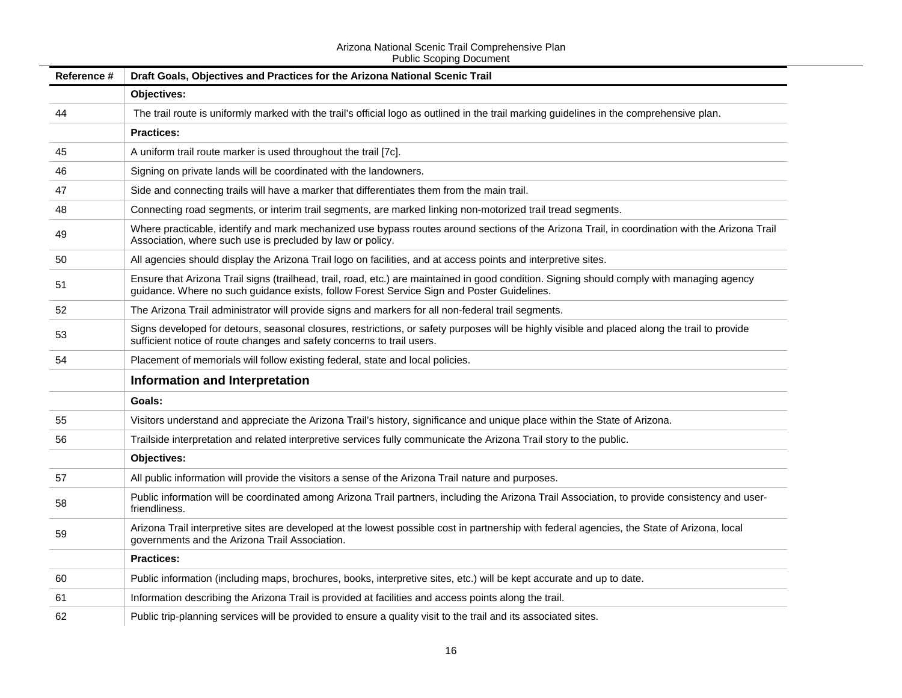| Reference # | Draft Goals, Objectives and Practices for the Arizona National Scenic Trail |
|---|---|
| | **Objectives:** |
| 44 | The trail route is uniformly marked with the trail's official logo as outlined in the trail marking guidelines in the comprehensive plan. |
| | **Practices:** |
| 45 | A uniform trail route marker is used throughout the trail [7c]. |
| 46 | Signing on private lands will be coordinated with the landowners. |
| 47 | Side and connecting trails will have a marker that differentiates them from the main trail. |
| 48 | Connecting road segments, or interim trail segments, are marked linking non-motorized trail tread segments. |
| 49 | Where practicable, identify and mark mechanized use bypass routes around sections of the Arizona Trail, in coordination with the Arizona Trail Association, where such use is precluded by law or policy. |
| 50 | All agencies should display the Arizona Trail logo on facilities, and at access points and interpretive sites. |
| 51 | Ensure that Arizona Trail signs (trailhead, trail, road, etc.) are maintained in good condition. Signing should comply with managing agency guidance. Where no such guidance exists, follow Forest Service Sign and Poster Guidelines. |
| 52 | The Arizona Trail administrator will provide signs and markers for all non-federal trail segments. |
| 53 | Signs developed for detours, seasonal closures, restrictions, or safety purposes will be highly visible and placed along the trail to provide sufficient notice of route changes and safety concerns to trail users. |
| 54 | Placement of memorials will follow existing federal, state and local policies. |
| | **Information and Interpretation** |
| | **Goals:** |
| 55 | Visitors understand and appreciate the Arizona Trail's history, significance and unique place within the State of Arizona. |
| 56 | Trailside interpretation and related interpretive services fully communicate the Arizona Trail story to the public. |
| | **Objectives:** |
| 57 | All public information will provide the visitors a sense of the Arizona Trail nature and purposes. |
| 58 | Public information will be coordinated among Arizona Trail partners, including the Arizona Trail Association, to provide consistency and user-friendliness. |
| 59 | Arizona Trail interpretive sites are developed at the lowest possible cost in partnership with federal agencies, the State of Arizona, local governments and the Arizona Trail Association. |
| | **Practices:** |
| 60 | Public information (including maps, brochures, books, interpretive sites, etc.) will be kept accurate and up to date. |
| 61 | Information describing the Arizona Trail is provided at facilities and access points along the trail. |
| 62 | Public trip-planning services will be provided to ensure a quality visit to the trail and its associated sites. |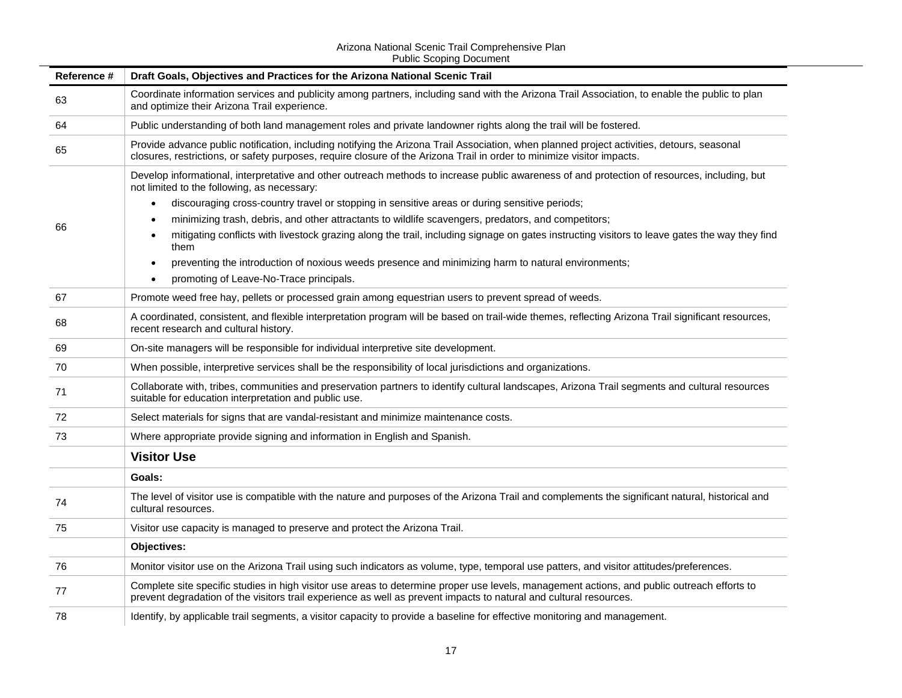| Reference # | Draft Goals, Objectives and Practices for the Arizona National Scenic Trail |
|---|---|
| 63 | Coordinate information services and publicity among partners, including sand with the Arizona Trail Association, to enable the public to plan and optimize their Arizona Trail experience. |
| 64 | Public understanding of both land management roles and private landowner rights along the trail will be fostered. |
| 65 | Provide advance public notification, including notifying the Arizona Trail Association, when planned project activities, detours, seasonal closures, restrictions, or safety purposes, require closure of the Arizona Trail in order to minimize visitor impacts. |
| 66 | Develop informational, interpretative and other outreach methods to increase public awareness of and protection of resources, including, but not limited to the following, as necessary:<br>• discouraging cross-country travel or stopping in sensitive areas or during sensitive periods;<br>• minimizing trash, debris, and other attractants to wildlife scavengers, predators, and competitors;<br>• mitigating conflicts with livestock grazing along the trail, including signage on gates instructing visitors to leave gates the way they find them<br>• preventing the introduction of noxious weeds presence and minimizing harm to natural environments;<br>• promoting of Leave-No-Trace principals. |
| 67 | Promote weed free hay, pellets or processed grain among equestrian users to prevent spread of weeds. |
| 68 | A coordinated, consistent, and flexible interpretation program will be based on trail-wide themes, reflecting Arizona Trail significant resources, recent research and cultural history. |
| 69 | On-site managers will be responsible for individual interpretive site development. |
| 70 | When possible, interpretive services shall be the responsibility of local jurisdictions and organizations. |
| 71 | Collaborate with, tribes, communities and preservation partners to identify cultural landscapes, Arizona Trail segments and cultural resources suitable for education interpretation and public use. |
| 72 | Select materials for signs that are vandal-resistant and minimize maintenance costs. |
| 73 | Where appropriate provide signing and information in English and Spanish. |
| | **Visitor Use** |
| | **Goals:** |
| 74 | The level of visitor use is compatible with the nature and purposes of the Arizona Trail and complements the significant natural, historical and cultural resources. |
| 75 | Visitor use capacity is managed to preserve and protect the Arizona Trail. |
| | **Objectives:** |
| 76 | Monitor visitor use on the Arizona Trail using such indicators as volume, type, temporal use patters, and visitor attitudes/preferences. |
| 77 | Complete site specific studies in high visitor use areas to determine proper use levels, management actions, and public outreach efforts to prevent degradation of the visitors trail experience as well as prevent impacts to natural and cultural resources. |
| 78 | Identify, by applicable trail segments, a visitor capacity to provide a baseline for effective monitoring and management. |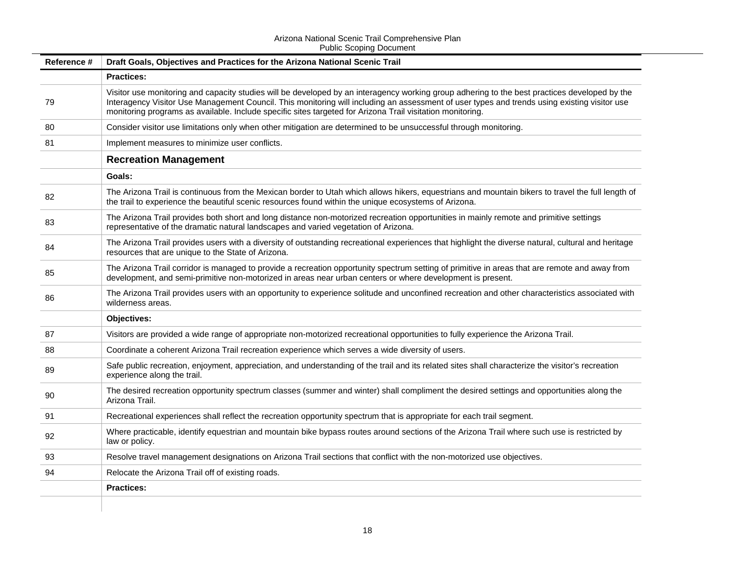| Reference # | Draft Goals, Objectives and Practices for the Arizona National Scenic Trail |
|---|---|
| | **Practices:** |
| 79 | Visitor use monitoring and capacity studies will be developed by an interagency working group adhering to the best practices developed by the Interagency Visitor Use Management Council. This monitoring will including an assessment of user types and trends using existing visitor use monitoring programs as available. Include specific sites targeted for Arizona Trail visitation monitoring. |
| 80 | Consider visitor use limitations only when other mitigation are determined to be unsuccessful through monitoring. |
| 81 | Implement measures to minimize user conflicts. |
| | **Recreation Management** |
| | **Goals:** |
| 82 | The Arizona Trail is continuous from the Mexican border to Utah which allows hikers, equestrians and mountain bikers to travel the full length of the trail to experience the beautiful scenic resources found within the unique ecosystems of Arizona. |
| 83 | The Arizona Trail provides both short and long distance non-motorized recreation opportunities in mainly remote and primitive settings representative of the dramatic natural landscapes and varied vegetation of Arizona. |
| 84 | The Arizona Trail provides users with a diversity of outstanding recreational experiences that highlight the diverse natural, cultural and heritage resources that are unique to the State of Arizona. |
| 85 | The Arizona Trail corridor is managed to provide a recreation opportunity spectrum setting of primitive in areas that are remote and away from development, and semi-primitive non-motorized in areas near urban centers or where development is present. |
| 86 | The Arizona Trail provides users with an opportunity to experience solitude and unconfined recreation and other characteristics associated with wilderness areas. |
| | **Objectives:** |
| 87 | Visitors are provided a wide range of appropriate non-motorized recreational opportunities to fully experience the Arizona Trail. |
| 88 | Coordinate a coherent Arizona Trail recreation experience which serves a wide diversity of users. |
| 89 | Safe public recreation, enjoyment, appreciation, and understanding of the trail and its related sites shall characterize the visitor's recreation experience along the trail. |
| 90 | The desired recreation opportunity spectrum classes (summer and winter) shall compliment the desired settings and opportunities along the Arizona Trail. |
| 91 | Recreational experiences shall reflect the recreation opportunity spectrum that is appropriate for each trail segment. |
| 92 | Where practicable, identify equestrian and mountain bike bypass routes around sections of the Arizona Trail where such use is restricted by law or policy. |
| 93 | Resolve travel management designations on Arizona Trail sections that conflict with the non-motorized use objectives. |
| 94 | Relocate the Arizona Trail off of existing roads. |
| | **Practices:** |
| | |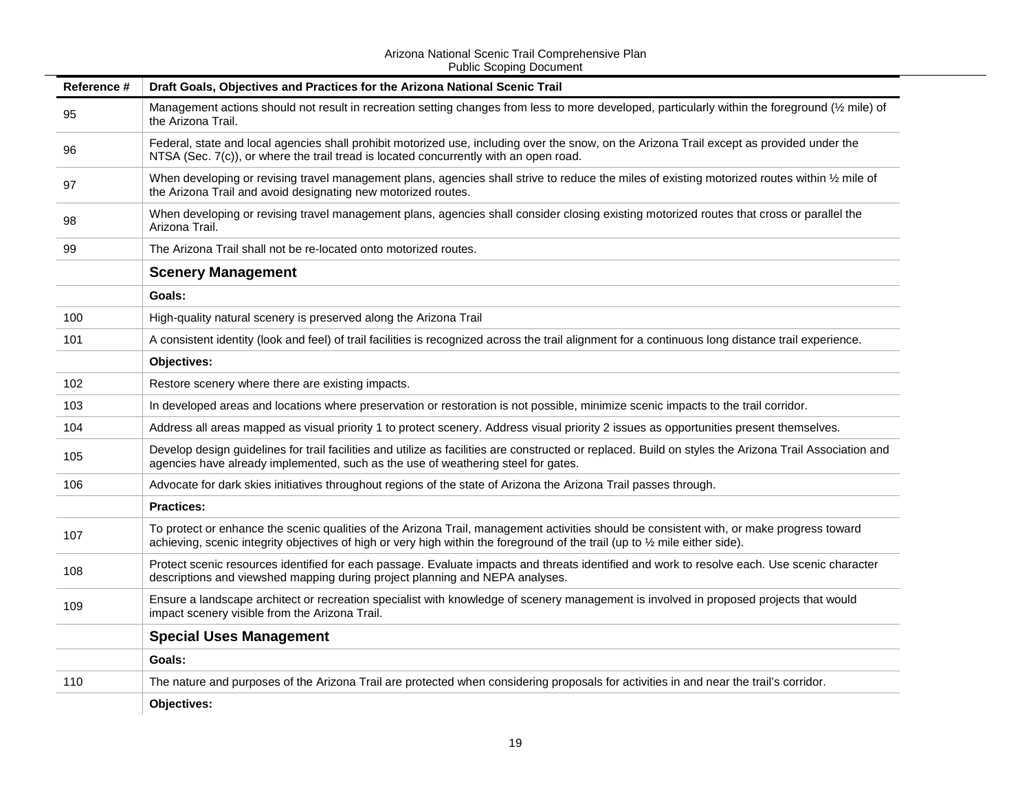| Reference # | Draft Goals, Objectives and Practices for the Arizona National Scenic Trail |
|---|---|
| 95 | Management actions should not result in recreation setting changes from less to more developed, particularly within the foreground (½ mile) of the Arizona Trail. |
| 96 | Federal, state and local agencies shall prohibit motorized use, including over the snow, on the Arizona Trail except as provided under the NTSA (Sec. 7(c)), or where the trail tread is located concurrently with an open road. |
| 97 | When developing or revising travel management plans, agencies shall strive to reduce the miles of existing motorized routes within ½ mile of the Arizona Trail and avoid designating new motorized routes. |
| 98 | When developing or revising travel management plans, agencies shall consider closing existing motorized routes that cross or parallel the Arizona Trail. |
| 99 | The Arizona Trail shall not be re-located onto motorized routes. |
| | **Scenery Management** |
| | **Goals:** |
| 100 | High-quality natural scenery is preserved along the Arizona Trail |
| 101 | A consistent identity (look and feel) of trail facilities is recognized across the trail alignment for a continuous long distance trail experience. |
| | **Objectives:** |
| 102 | Restore scenery where there are existing impacts. |
| 103 | In developed areas and locations where preservation or restoration is not possible, minimize scenic impacts to the trail corridor. |
| 104 | Address all areas mapped as visual priority 1 to protect scenery. Address visual priority 2 issues as opportunities present themselves. |
| 105 | Develop design guidelines for trail facilities and utilize as facilities are constructed or replaced. Build on styles the Arizona Trail Association and agencies have already implemented, such as the use of weathering steel for gates. |
| 106 | Advocate for dark skies initiatives throughout regions of the state of Arizona the Arizona Trail passes through. |
| | **Practices:** |
| 107 | To protect or enhance the scenic qualities of the Arizona Trail, management activities should be consistent with, or make progress toward achieving, scenic integrity objectives of high or very high within the foreground of the trail (up to ½ mile either side). |
| 108 | Protect scenic resources identified for each passage. Evaluate impacts and threats identified and work to resolve each. Use scenic character descriptions and viewshed mapping during project planning and NEPA analyses. |
| 109 | Ensure a landscape architect or recreation specialist with knowledge of scenery management is involved in proposed projects that would impact scenery visible from the Arizona Trail. |
| | **Special Uses Management** |
| | **Goals:** |
| 110 | The nature and purposes of the Arizona Trail are protected when considering proposals for activities in and near the trail's corridor. |
| | **Objectives:** |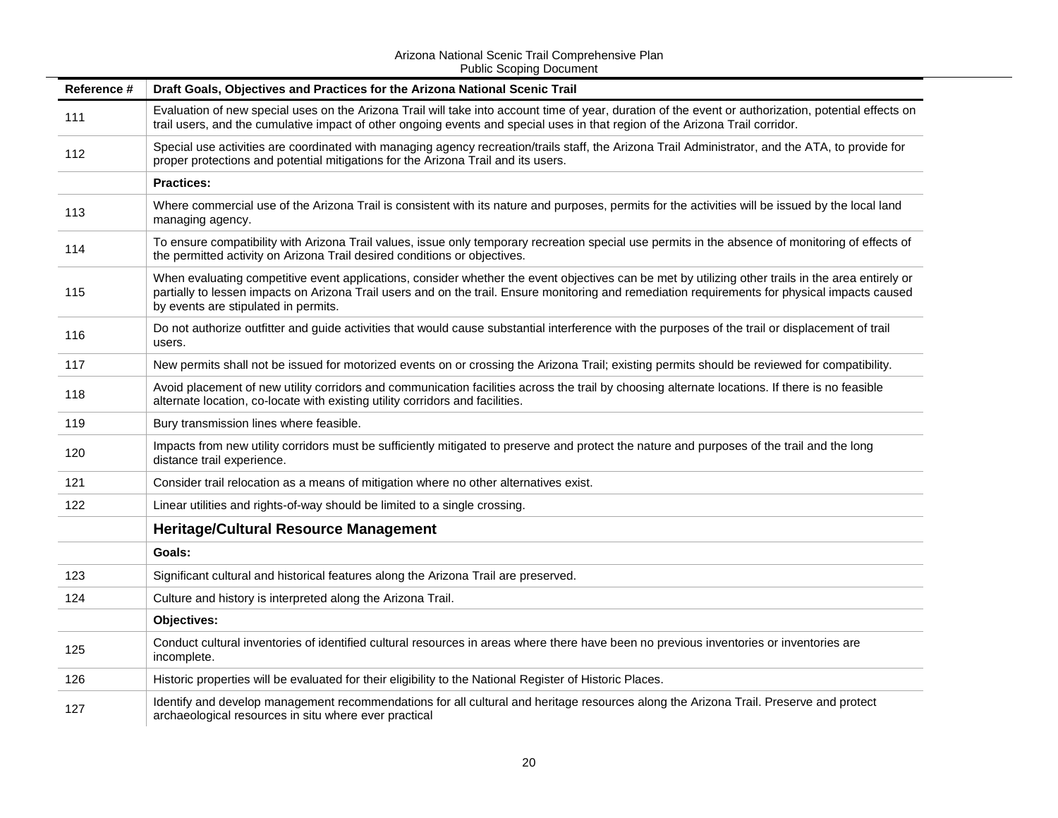| Reference # | Draft Goals, Objectives and Practices for the Arizona National Scenic Trail |
|---|---|
| 111 | Evaluation of new special uses on the Arizona Trail will take into account time of year, duration of the event or authorization, potential effects on trail users, and the cumulative impact of other ongoing events and special uses in that region of the Arizona Trail corridor. |
| 112 | Special use activities are coordinated with managing agency recreation/trails staff, the Arizona Trail Administrator, and the ATA, to provide for proper protections and potential mitigations for the Arizona Trail and its users. |
| | **Practices:** |
| 113 | Where commercial use of the Arizona Trail is consistent with its nature and purposes, permits for the activities will be issued by the local land managing agency. |
| 114 | To ensure compatibility with Arizona Trail values, issue only temporary recreation special use permits in the absence of monitoring of effects of the permitted activity on Arizona Trail desired conditions or objectives. |
| 115 | When evaluating competitive event applications, consider whether the event objectives can be met by utilizing other trails in the area entirely or partially to lessen impacts on Arizona Trail users and on the trail. Ensure monitoring and remediation requirements for physical impacts caused by events are stipulated in permits. |
| 116 | Do not authorize outfitter and guide activities that would cause substantial interference with the purposes of the trail or displacement of trail users. |
| 117 | New permits shall not be issued for motorized events on or crossing the Arizona Trail; existing permits should be reviewed for compatibility. |
| 118 | Avoid placement of new utility corridors and communication facilities across the trail by choosing alternate locations. If there is no feasible alternate location, co-locate with existing utility corridors and facilities. |
| 119 | Bury transmission lines where feasible. |
| 120 | Impacts from new utility corridors must be sufficiently mitigated to preserve and protect the nature and purposes of the trail and the long distance trail experience. |
| 121 | Consider trail relocation as a means of mitigation where no other alternatives exist. |
| 122 | Linear utilities and rights-of-way should be limited to a single crossing. |
| | **Heritage/Cultural Resource Management** |
| | **Goals:** |
| 123 | Significant cultural and historical features along the Arizona Trail are preserved. |
| 124 | Culture and history is interpreted along the Arizona Trail. |
| | **Objectives:** |
| 125 | Conduct cultural inventories of identified cultural resources in areas where there have been no previous inventories or inventories are incomplete. |
| 126 | Historic properties will be evaluated for their eligibility to the National Register of Historic Places. |
| 127 | Identify and develop management recommendations for all cultural and heritage resources along the Arizona Trail. Preserve and protect archaeological resources in situ where ever practical |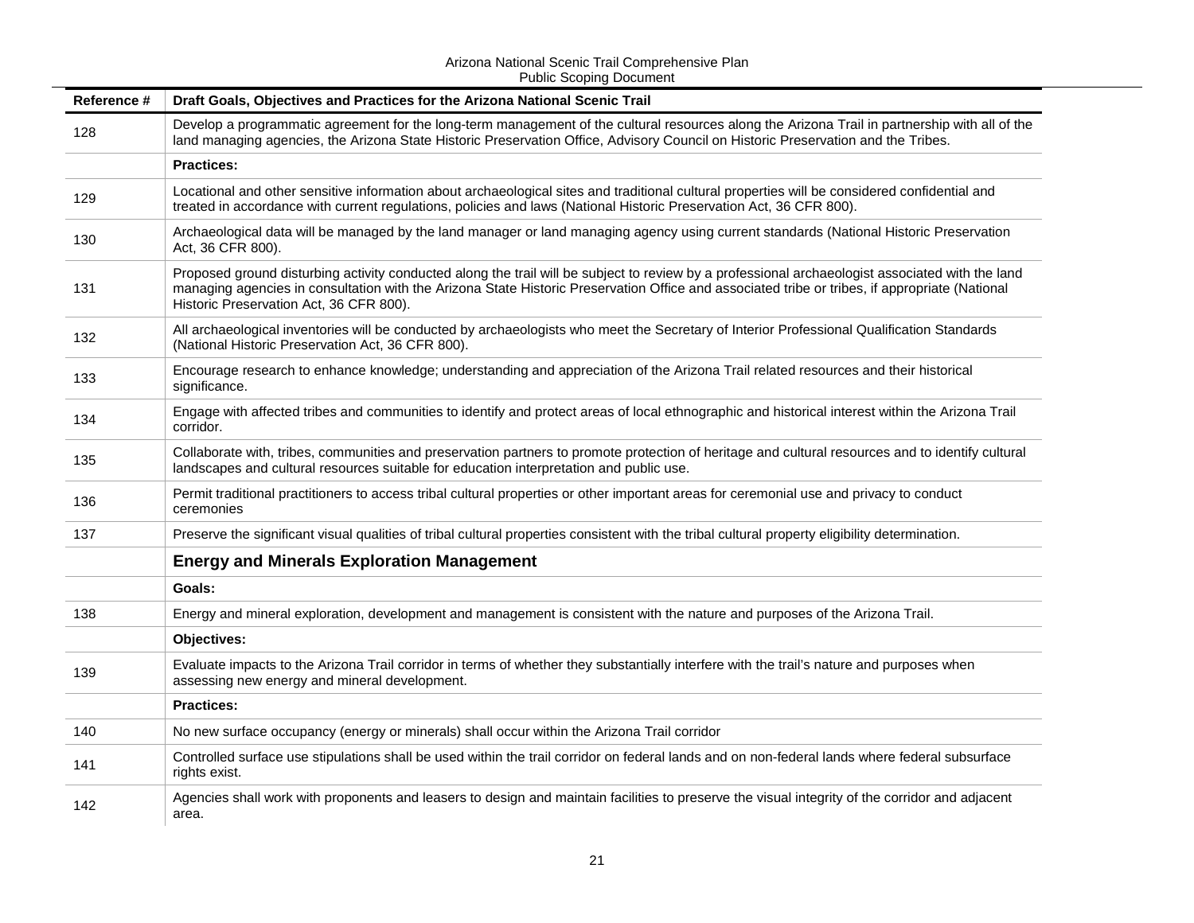| Reference # | Draft Goals, Objectives and Practices for the Arizona National Scenic Trail |
|---|---|
| 128 | Develop a programmatic agreement for the long-term management of the cultural resources along the Arizona Trail in partnership with all of the land managing agencies, the Arizona State Historic Preservation Office, Advisory Council on Historic Preservation and the Tribes. |
| | **Practices:** |
| 129 | Locational and other sensitive information about archaeological sites and traditional cultural properties will be considered confidential and treated in accordance with current regulations, policies and laws (National Historic Preservation Act, 36 CFR 800). |
| 130 | Archaeological data will be managed by the land manager or land managing agency using current standards (National Historic Preservation Act, 36 CFR 800). |
| 131 | Proposed ground disturbing activity conducted along the trail will be subject to review by a professional archaeologist associated with the land managing agencies in consultation with the Arizona State Historic Preservation Office and associated tribe or tribes, if appropriate (National Historic Preservation Act, 36 CFR 800). |
| 132 | All archaeological inventories will be conducted by archaeologists who meet the Secretary of Interior Professional Qualification Standards (National Historic Preservation Act, 36 CFR 800). |
| 133 | Encourage research to enhance knowledge; understanding and appreciation of the Arizona Trail related resources and their historical significance. |
| 134 | Engage with affected tribes and communities to identify and protect areas of local ethnographic and historical interest within the Arizona Trail corridor. |
| 135 | Collaborate with, tribes, communities and preservation partners to promote protection of heritage and cultural resources and to identify cultural landscapes and cultural resources suitable for education interpretation and public use. |
| 136 | Permit traditional practitioners to access tribal cultural properties or other important areas for ceremonial use and privacy to conduct ceremonies |
| 137 | Preserve the significant visual qualities of tribal cultural properties consistent with the tribal cultural property eligibility determination. |
| | **Energy and Minerals Exploration Management** |
| | **Goals:** |
| 138 | Energy and mineral exploration, development and management is consistent with the nature and purposes of the Arizona Trail. |
| | **Objectives:** |
| 139 | Evaluate impacts to the Arizona Trail corridor in terms of whether they substantially interfere with the trail's nature and purposes when assessing new energy and mineral development. |
| | **Practices:** |
| 140 | No new surface occupancy (energy or minerals) shall occur within the Arizona Trail corridor |
| 141 | Controlled surface use stipulations shall be used within the trail corridor on federal lands and on non-federal lands where federal subsurface rights exist. |
| 142 | Agencies shall work with proponents and leasers to design and maintain facilities to preserve the visual integrity of the corridor and adjacent area. |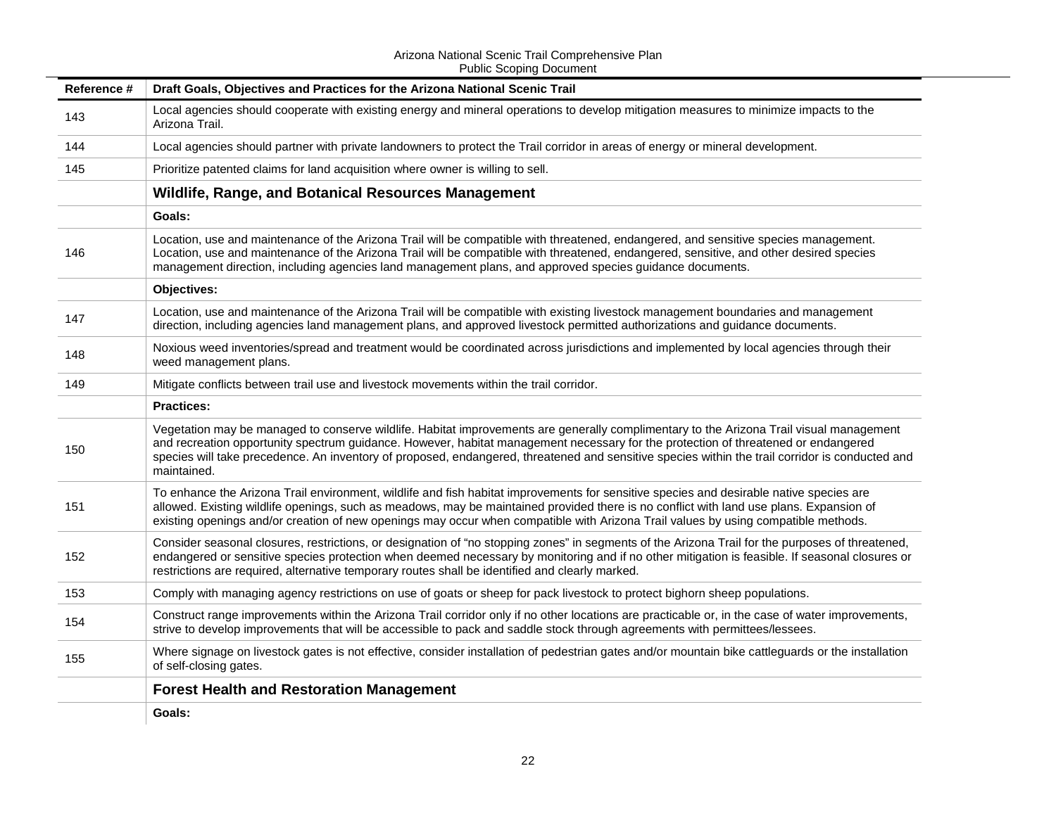| Reference # | Draft Goals, Objectives and Practices for the Arizona National Scenic Trail |
|---|---|
| 143 | Local agencies should cooperate with existing energy and mineral operations to develop mitigation measures to minimize impacts to the Arizona Trail. |
| 144 | Local agencies should partner with private landowners to protect the Trail corridor in areas of energy or mineral development. |
| 145 | Prioritize patented claims for land acquisition where owner is willing to sell. |
| | **Wildlife, Range, and Botanical Resources Management** |
| | **Goals:** |
| 146 | Location, use and maintenance of the Arizona Trail will be compatible with threatened, endangered, and sensitive species management. Location, use and maintenance of the Arizona Trail will be compatible with threatened, endangered, sensitive, and other desired species management direction, including agencies land management plans, and approved species guidance documents. |
| | **Objectives:** |
| 147 | Location, use and maintenance of the Arizona Trail will be compatible with existing livestock management boundaries and management direction, including agencies land management plans, and approved livestock permitted authorizations and guidance documents. |
| 148 | Noxious weed inventories/spread and treatment would be coordinated across jurisdictions and implemented by local agencies through their weed management plans. |
| 149 | Mitigate conflicts between trail use and livestock movements within the trail corridor. |
| | **Practices:** |
| 150 | Vegetation may be managed to conserve wildlife. Habitat improvements are generally complimentary to the Arizona Trail visual management and recreation opportunity spectrum guidance. However, habitat management necessary for the protection of threatened or endangered species will take precedence. An inventory of proposed, endangered, threatened and sensitive species within the trail corridor is conducted and maintained. |
| 151 | To enhance the Arizona Trail environment, wildlife and fish habitat improvements for sensitive species and desirable native species are allowed. Existing wildlife openings, such as meadows, may be maintained provided there is no conflict with land use plans. Expansion of existing openings and/or creation of new openings may occur when compatible with Arizona Trail values by using compatible methods. |
| 152 | Consider seasonal closures, restrictions, or designation of "no stopping zones" in segments of the Arizona Trail for the purposes of threatened, endangered or sensitive species protection when deemed necessary by monitoring and if no other mitigation is feasible. If seasonal closures or restrictions are required, alternative temporary routes shall be identified and clearly marked. |
| 153 | Comply with managing agency restrictions on use of goats or sheep for pack livestock to protect bighorn sheep populations. |
| 154 | Construct range improvements within the Arizona Trail corridor only if no other locations are practicable or, in the case of water improvements, strive to develop improvements that will be accessible to pack and saddle stock through agreements with permittees/lessees. |
| 155 | Where signage on livestock gates is not effective, consider installation of pedestrian gates and/or mountain bike cattleguards or the installation of self-closing gates. |
| | **Forest Health and Restoration Management** |
| | **Goals:** |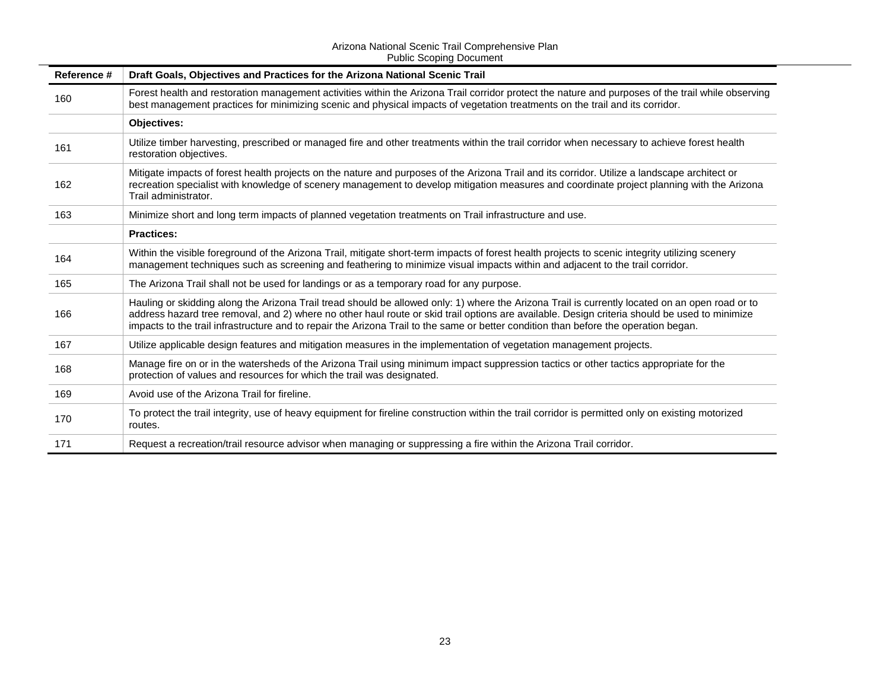| Reference # | Draft Goals, Objectives and Practices for the Arizona National Scenic Trail |
|---|---|
| 160 | Forest health and restoration management activities within the Arizona Trail corridor protect the nature and purposes of the trail while observing best management practices for minimizing scenic and physical impacts of vegetation treatments on the trail and its corridor. |
| | **Objectives:** |
| 161 | Utilize timber harvesting, prescribed or managed fire and other treatments within the trail corridor when necessary to achieve forest health restoration objectives. |
| 162 | Mitigate impacts of forest health projects on the nature and purposes of the Arizona Trail and its corridor. Utilize a landscape architect or recreation specialist with knowledge of scenery management to develop mitigation measures and coordinate project planning with the Arizona Trail administrator. |
| 163 | Minimize short and long term impacts of planned vegetation treatments on Trail infrastructure and use. |
| | **Practices:** |
| 164 | Within the visible foreground of the Arizona Trail, mitigate short-term impacts of forest health projects to scenic integrity utilizing scenery management techniques such as screening and feathering to minimize visual impacts within and adjacent to the trail corridor. |
| 165 | The Arizona Trail shall not be used for landings or as a temporary road for any purpose. |
| 166 | Hauling or skidding along the Arizona Trail tread should be allowed only: 1) where the Arizona Trail is currently located on an open road or to address hazard tree removal, and 2) where no other haul route or skid trail options are available. Design criteria should be used to minimize impacts to the trail infrastructure and to repair the Arizona Trail to the same or better condition than before the operation began. |
| 167 | Utilize applicable design features and mitigation measures in the implementation of vegetation management projects. |
| 168 | Manage fire on or in the watersheds of the Arizona Trail using minimum impact suppression tactics or other tactics appropriate for the protection of values and resources for which the trail was designated. |
| 169 | Avoid use of the Arizona Trail for fireline. |
| 170 | To protect the trail integrity, use of heavy equipment for fireline construction within the trail corridor is permitted only on existing motorized routes. |
| 171 | Request a recreation/trail resource advisor when managing or suppressing a fire within the Arizona Trail corridor. |